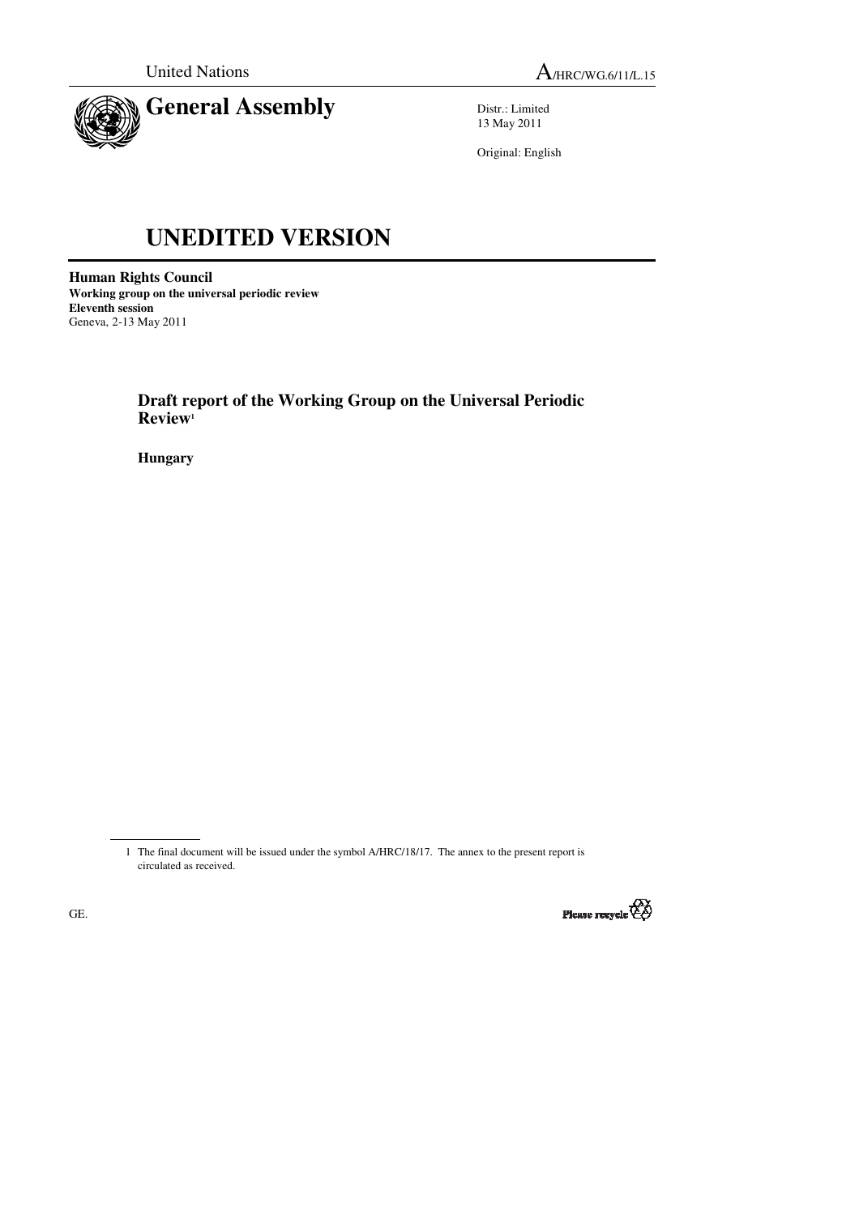United Nations

A/HRC/WG.6/11/L.15

# General Assembly

Distr.: Limited
13 May 2011

Original: English

# UNEDITED VERSION

**Human Rights Council**
**Working group on the universal periodic review**
**Eleventh session**
Geneva, 2-13 May 2011

## Draft report of the Working Group on the Universal Periodic Review[1]

**Hungary**

---

1 The final document will be issued under the symbol A/HRC/18/17. The annex to the present report is circulated as received.

GE.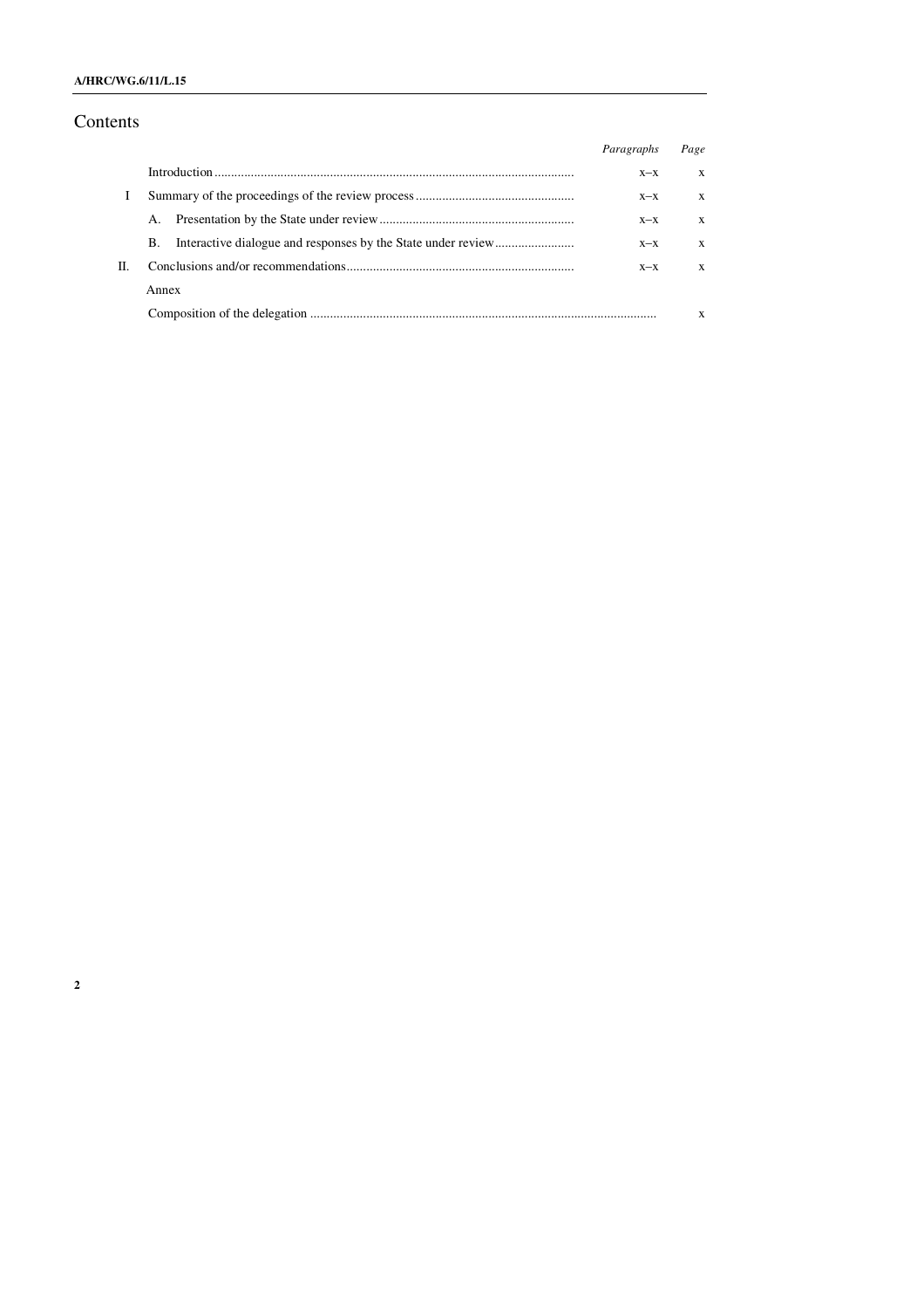# Contents

| | | *Paragraphs* | *Page* |
|---|---|---|---|
| | Introduction | x–x | x |
| I | Summary of the proceedings of the review process | x–x | x |
| | A. Presentation by the State under review | x–x | x |
| | B. Interactive dialogue and responses by the State under review | x–x | x |
| II. | Conclusions and/or recommendations | x–x | x |
| | Annex | | |
| | Composition of the delegation | | x |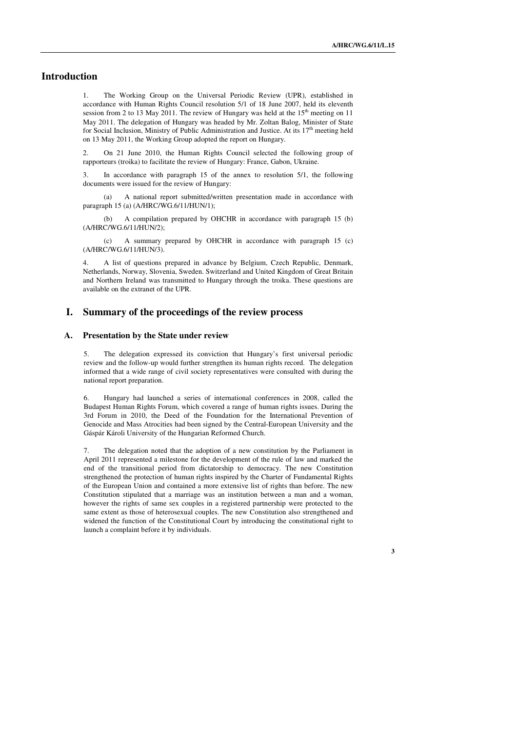## Introduction

1. The Working Group on the Universal Periodic Review (UPR), established in accordance with Human Rights Council resolution 5/1 of 18 June 2007, held its eleventh session from 2 to 13 May 2011. The review of Hungary was held at the 15th meeting on 11 May 2011. The delegation of Hungary was headed by Mr. Zoltan Balog, Minister of State for Social Inclusion, Ministry of Public Administration and Justice. At its 17th meeting held on 13 May 2011, the Working Group adopted the report on Hungary.

2. On 21 June 2010, the Human Rights Council selected the following group of rapporteurs (troika) to facilitate the review of Hungary: France, Gabon, Ukraine.

3. In accordance with paragraph 15 of the annex to resolution 5/1, the following documents were issued for the review of Hungary:

(a) A national report submitted/written presentation made in accordance with paragraph 15 (a) (A/HRC/WG.6/11/HUN/1);

(b) A compilation prepared by OHCHR in accordance with paragraph 15 (b) (A/HRC/WG.6/11/HUN/2);

(c) A summary prepared by OHCHR in accordance with paragraph 15 (c) (A/HRC/WG.6/11/HUN/3).

4. A list of questions prepared in advance by Belgium, Czech Republic, Denmark, Netherlands, Norway, Slovenia, Sweden. Switzerland and United Kingdom of Great Britain and Northern Ireland was transmitted to Hungary through the troika. These questions are available on the extranet of the UPR.

## I. Summary of the proceedings of the review process

### A. Presentation by the State under review

5. The delegation expressed its conviction that Hungary's first universal periodic review and the follow-up would further strengthen its human rights record. The delegation informed that a wide range of civil society representatives were consulted with during the national report preparation.

6. Hungary had launched a series of international conferences in 2008, called the Budapest Human Rights Forum, which covered a range of human rights issues. During the 3rd Forum in 2010, the Deed of the Foundation for the International Prevention of Genocide and Mass Atrocities had been signed by the Central-European University and the Gáspár Károli University of the Hungarian Reformed Church.

7. The delegation noted that the adoption of a new constitution by the Parliament in April 2011 represented a milestone for the development of the rule of law and marked the end of the transitional period from dictatorship to democracy. The new Constitution strengthened the protection of human rights inspired by the Charter of Fundamental Rights of the European Union and contained a more extensive list of rights than before. The new Constitution stipulated that a marriage was an institution between a man and a woman, however the rights of same sex couples in a registered partnership were protected to the same extent as those of heterosexual couples. The new Constitution also strengthened and widened the function of the Constitutional Court by introducing the constitutional right to launch a complaint before it by individuals.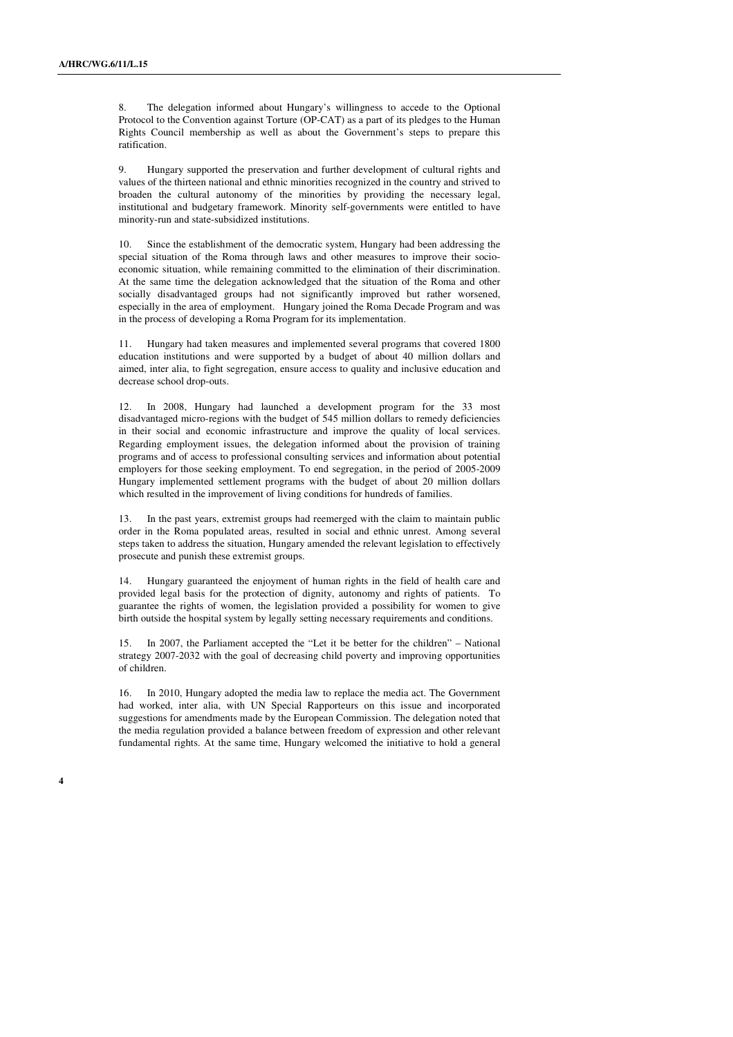8. The delegation informed about Hungary's willingness to accede to the Optional Protocol to the Convention against Torture (OP-CAT) as a part of its pledges to the Human Rights Council membership as well as about the Government's steps to prepare this ratification.

9. Hungary supported the preservation and further development of cultural rights and values of the thirteen national and ethnic minorities recognized in the country and strived to broaden the cultural autonomy of the minorities by providing the necessary legal, institutional and budgetary framework. Minority self-governments were entitled to have minority-run and state-subsidized institutions.

10. Since the establishment of the democratic system, Hungary had been addressing the special situation of the Roma through laws and other measures to improve their socio-economic situation, while remaining committed to the elimination of their discrimination. At the same time the delegation acknowledged that the situation of the Roma and other socially disadvantaged groups had not significantly improved but rather worsened, especially in the area of employment. Hungary joined the Roma Decade Program and was in the process of developing a Roma Program for its implementation.

11. Hungary had taken measures and implemented several programs that covered 1800 education institutions and were supported by a budget of about 40 million dollars and aimed, inter alia, to fight segregation, ensure access to quality and inclusive education and decrease school drop-outs.

12. In 2008, Hungary had launched a development program for the 33 most disadvantaged micro-regions with the budget of 545 million dollars to remedy deficiencies in their social and economic infrastructure and improve the quality of local services. Regarding employment issues, the delegation informed about the provision of training programs and of access to professional consulting services and information about potential employers for those seeking employment. To end segregation, in the period of 2005-2009 Hungary implemented settlement programs with the budget of about 20 million dollars which resulted in the improvement of living conditions for hundreds of families.

13. In the past years, extremist groups had reemerged with the claim to maintain public order in the Roma populated areas, resulted in social and ethnic unrest. Among several steps taken to address the situation, Hungary amended the relevant legislation to effectively prosecute and punish these extremist groups.

14. Hungary guaranteed the enjoyment of human rights in the field of health care and provided legal basis for the protection of dignity, autonomy and rights of patients. To guarantee the rights of women, the legislation provided a possibility for women to give birth outside the hospital system by legally setting necessary requirements and conditions.

15. In 2007, the Parliament accepted the "Let it be better for the children" – National strategy 2007-2032 with the goal of decreasing child poverty and improving opportunities of children.

16. In 2010, Hungary adopted the media law to replace the media act. The Government had worked, inter alia, with UN Special Rapporteurs on this issue and incorporated suggestions for amendments made by the European Commission. The delegation noted that the media regulation provided a balance between freedom of expression and other relevant fundamental rights. At the same time, Hungary welcomed the initiative to hold a general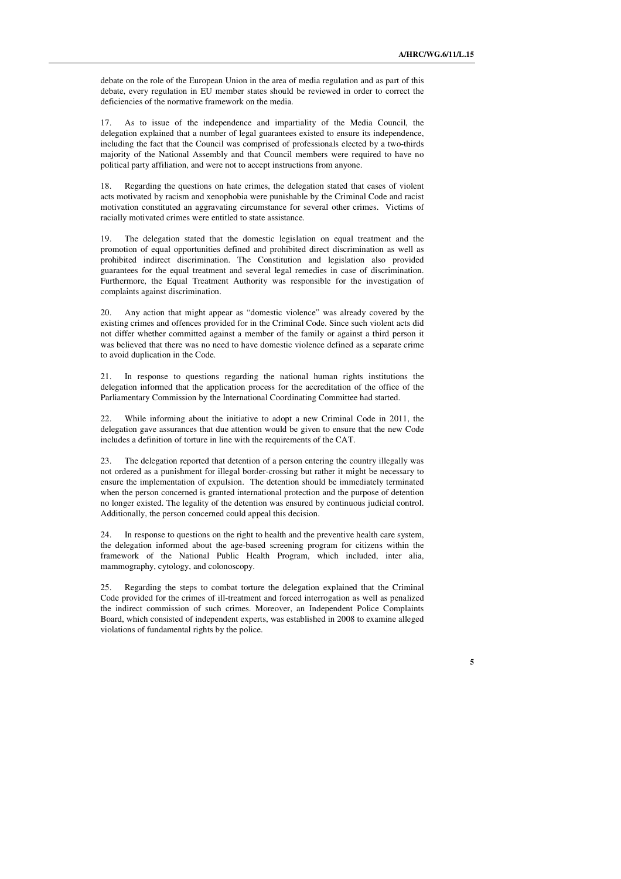debate on the role of the European Union in the area of media regulation and as part of this debate, every regulation in EU member states should be reviewed in order to correct the deficiencies of the normative framework on the media.

17. As to issue of the independence and impartiality of the Media Council, the delegation explained that a number of legal guarantees existed to ensure its independence, including the fact that the Council was comprised of professionals elected by a two-thirds majority of the National Assembly and that Council members were required to have no political party affiliation, and were not to accept instructions from anyone.

18. Regarding the questions on hate crimes, the delegation stated that cases of violent acts motivated by racism and xenophobia were punishable by the Criminal Code and racist motivation constituted an aggravating circumstance for several other crimes. Victims of racially motivated crimes were entitled to state assistance.

19. The delegation stated that the domestic legislation on equal treatment and the promotion of equal opportunities defined and prohibited direct discrimination as well as prohibited indirect discrimination. The Constitution and legislation also provided guarantees for the equal treatment and several legal remedies in case of discrimination. Furthermore, the Equal Treatment Authority was responsible for the investigation of complaints against discrimination.

20. Any action that might appear as "domestic violence" was already covered by the existing crimes and offences provided for in the Criminal Code. Since such violent acts did not differ whether committed against a member of the family or against a third person it was believed that there was no need to have domestic violence defined as a separate crime to avoid duplication in the Code.

21. In response to questions regarding the national human rights institutions the delegation informed that the application process for the accreditation of the office of the Parliamentary Commission by the International Coordinating Committee had started.

22. While informing about the initiative to adopt a new Criminal Code in 2011, the delegation gave assurances that due attention would be given to ensure that the new Code includes a definition of torture in line with the requirements of the CAT.

23. The delegation reported that detention of a person entering the country illegally was not ordered as a punishment for illegal border-crossing but rather it might be necessary to ensure the implementation of expulsion. The detention should be immediately terminated when the person concerned is granted international protection and the purpose of detention no longer existed. The legality of the detention was ensured by continuous judicial control. Additionally, the person concerned could appeal this decision.

24. In response to questions on the right to health and the preventive health care system, the delegation informed about the age-based screening program for citizens within the framework of the National Public Health Program, which included, inter alia, mammography, cytology, and colonoscopy.

25. Regarding the steps to combat torture the delegation explained that the Criminal Code provided for the crimes of ill-treatment and forced interrogation as well as penalized the indirect commission of such crimes. Moreover, an Independent Police Complaints Board, which consisted of independent experts, was established in 2008 to examine alleged violations of fundamental rights by the police.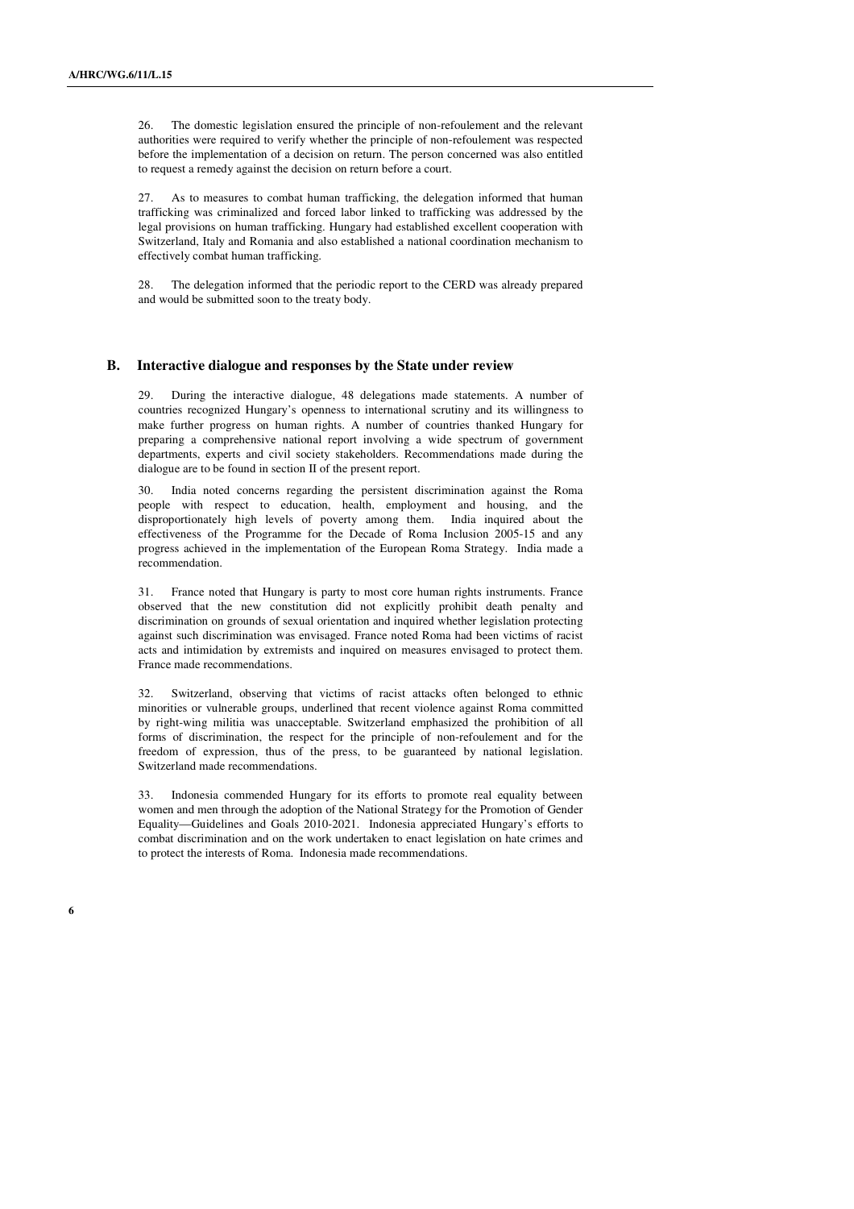26. The domestic legislation ensured the principle of non-refoulement and the relevant authorities were required to verify whether the principle of non-refoulement was respected before the implementation of a decision on return. The person concerned was also entitled to request a remedy against the decision on return before a court.

27. As to measures to combat human trafficking, the delegation informed that human trafficking was criminalized and forced labor linked to trafficking was addressed by the legal provisions on human trafficking. Hungary had established excellent cooperation with Switzerland, Italy and Romania and also established a national coordination mechanism to effectively combat human trafficking.

28. The delegation informed that the periodic report to the CERD was already prepared and would be submitted soon to the treaty body.

## B. Interactive dialogue and responses by the State under review

29. During the interactive dialogue, 48 delegations made statements. A number of countries recognized Hungary's openness to international scrutiny and its willingness to make further progress on human rights. A number of countries thanked Hungary for preparing a comprehensive national report involving a wide spectrum of government departments, experts and civil society stakeholders. Recommendations made during the dialogue are to be found in section II of the present report.

30. India noted concerns regarding the persistent discrimination against the Roma people with respect to education, health, employment and housing, and the disproportionately high levels of poverty among them. India inquired about the effectiveness of the Programme for the Decade of Roma Inclusion 2005-15 and any progress achieved in the implementation of the European Roma Strategy. India made a recommendation.

31. France noted that Hungary is party to most core human rights instruments. France observed that the new constitution did not explicitly prohibit death penalty and discrimination on grounds of sexual orientation and inquired whether legislation protecting against such discrimination was envisaged. France noted Roma had been victims of racist acts and intimidation by extremists and inquired on measures envisaged to protect them. France made recommendations.

32. Switzerland, observing that victims of racist attacks often belonged to ethnic minorities or vulnerable groups, underlined that recent violence against Roma committed by right-wing militia was unacceptable. Switzerland emphasized the prohibition of all forms of discrimination, the respect for the principle of non-refoulement and for the freedom of expression, thus of the press, to be guaranteed by national legislation. Switzerland made recommendations.

33. Indonesia commended Hungary for its efforts to promote real equality between women and men through the adoption of the National Strategy for the Promotion of Gender Equality—Guidelines and Goals 2010-2021. Indonesia appreciated Hungary's efforts to combat discrimination and on the work undertaken to enact legislation on hate crimes and to protect the interests of Roma. Indonesia made recommendations.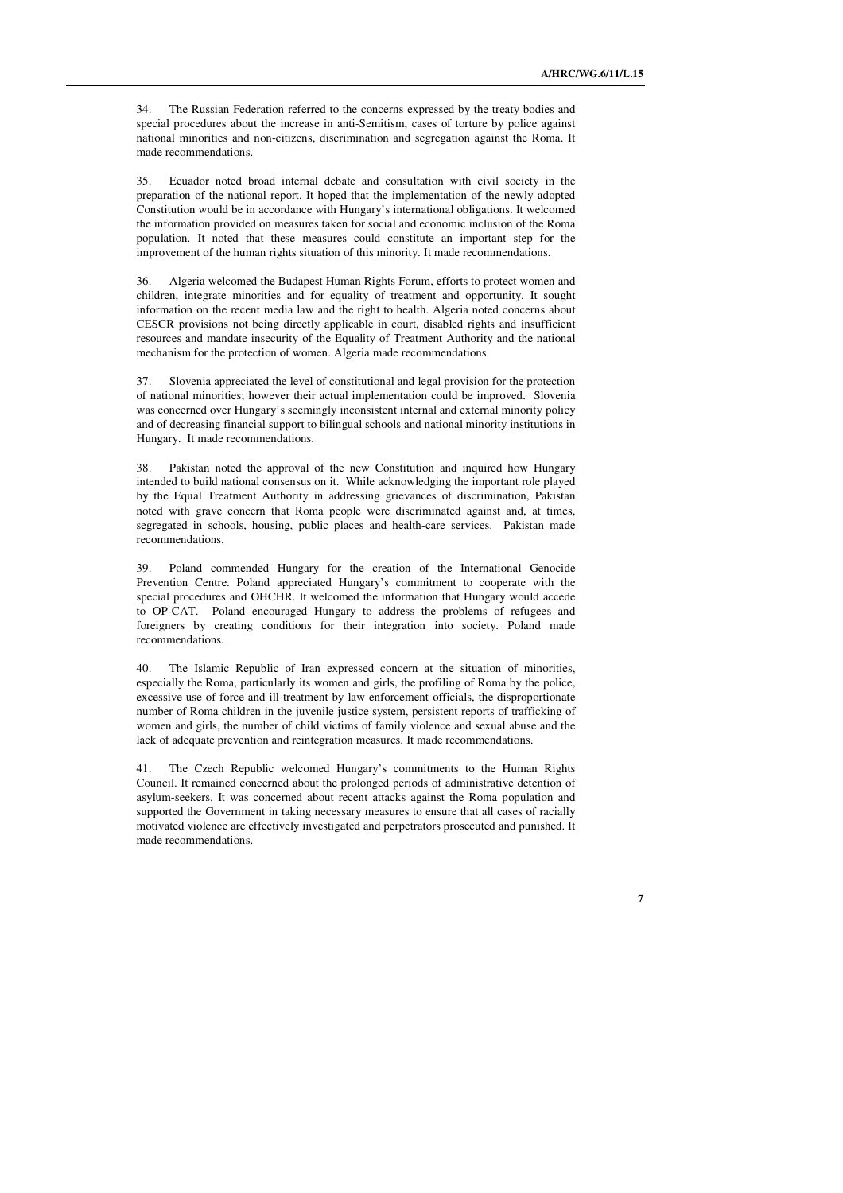34. The Russian Federation referred to the concerns expressed by the treaty bodies and special procedures about the increase in anti-Semitism, cases of torture by police against national minorities and non-citizens, discrimination and segregation against the Roma. It made recommendations.

35. Ecuador noted broad internal debate and consultation with civil society in the preparation of the national report. It hoped that the implementation of the newly adopted Constitution would be in accordance with Hungary's international obligations. It welcomed the information provided on measures taken for social and economic inclusion of the Roma population. It noted that these measures could constitute an important step for the improvement of the human rights situation of this minority. It made recommendations.

36. Algeria welcomed the Budapest Human Rights Forum, efforts to protect women and children, integrate minorities and for equality of treatment and opportunity. It sought information on the recent media law and the right to health. Algeria noted concerns about CESCR provisions not being directly applicable in court, disabled rights and insufficient resources and mandate insecurity of the Equality of Treatment Authority and the national mechanism for the protection of women. Algeria made recommendations.

37. Slovenia appreciated the level of constitutional and legal provision for the protection of national minorities; however their actual implementation could be improved. Slovenia was concerned over Hungary's seemingly inconsistent internal and external minority policy and of decreasing financial support to bilingual schools and national minority institutions in Hungary. It made recommendations.

38. Pakistan noted the approval of the new Constitution and inquired how Hungary intended to build national consensus on it. While acknowledging the important role played by the Equal Treatment Authority in addressing grievances of discrimination, Pakistan noted with grave concern that Roma people were discriminated against and, at times, segregated in schools, housing, public places and health-care services. Pakistan made recommendations.

39. Poland commended Hungary for the creation of the International Genocide Prevention Centre. Poland appreciated Hungary's commitment to cooperate with the special procedures and OHCHR. It welcomed the information that Hungary would accede to OP-CAT. Poland encouraged Hungary to address the problems of refugees and foreigners by creating conditions for their integration into society. Poland made recommendations.

40. The Islamic Republic of Iran expressed concern at the situation of minorities, especially the Roma, particularly its women and girls, the profiling of Roma by the police, excessive use of force and ill-treatment by law enforcement officials, the disproportionate number of Roma children in the juvenile justice system, persistent reports of trafficking of women and girls, the number of child victims of family violence and sexual abuse and the lack of adequate prevention and reintegration measures. It made recommendations.

41. The Czech Republic welcomed Hungary's commitments to the Human Rights Council. It remained concerned about the prolonged periods of administrative detention of asylum-seekers. It was concerned about recent attacks against the Roma population and supported the Government in taking necessary measures to ensure that all cases of racially motivated violence are effectively investigated and perpetrators prosecuted and punished. It made recommendations.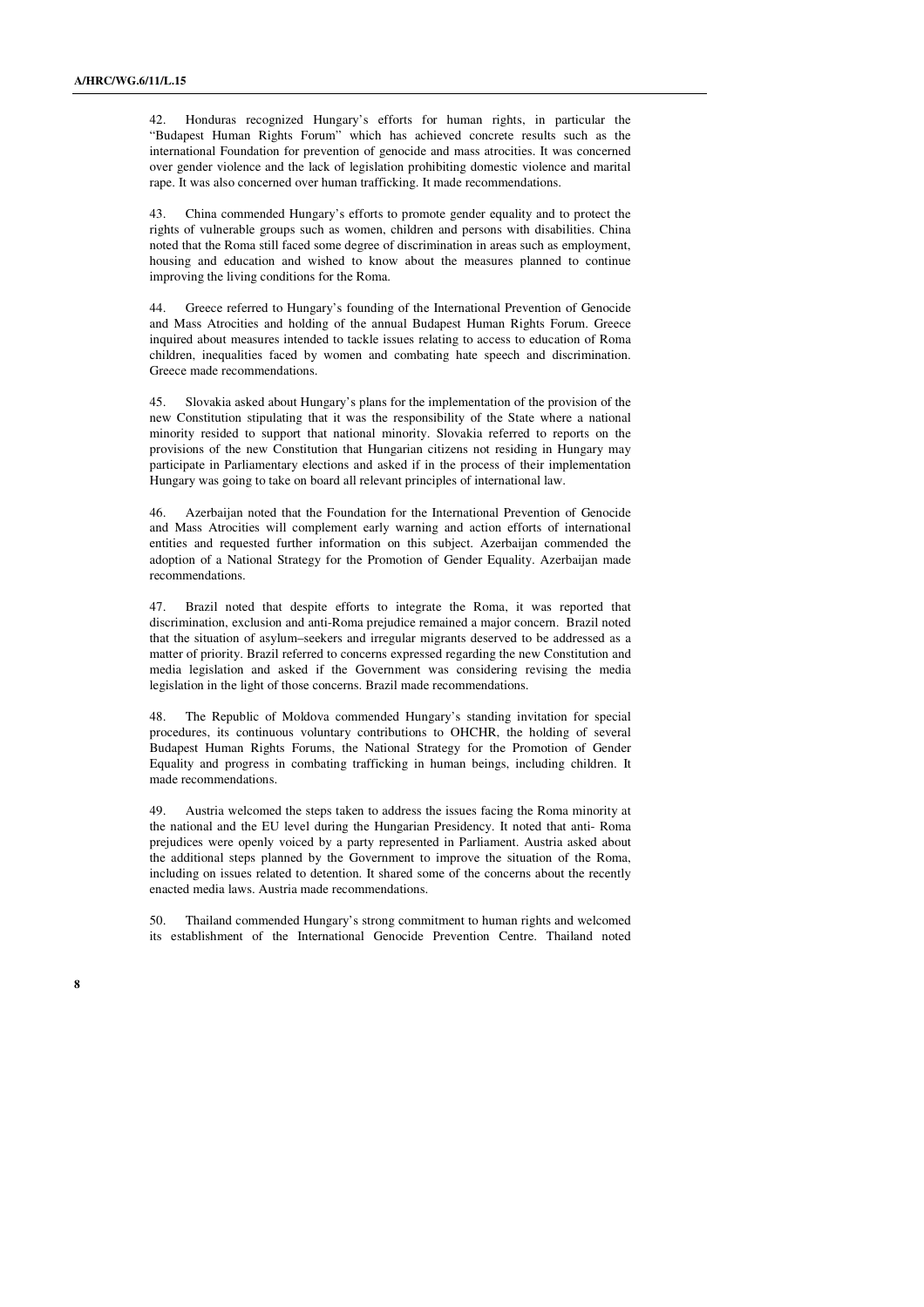42. Honduras recognized Hungary's efforts for human rights, in particular the "Budapest Human Rights Forum" which has achieved concrete results such as the international Foundation for prevention of genocide and mass atrocities. It was concerned over gender violence and the lack of legislation prohibiting domestic violence and marital rape. It was also concerned over human trafficking. It made recommendations.

43. China commended Hungary's efforts to promote gender equality and to protect the rights of vulnerable groups such as women, children and persons with disabilities. China noted that the Roma still faced some degree of discrimination in areas such as employment, housing and education and wished to know about the measures planned to continue improving the living conditions for the Roma.

44. Greece referred to Hungary's founding of the International Prevention of Genocide and Mass Atrocities and holding of the annual Budapest Human Rights Forum. Greece inquired about measures intended to tackle issues relating to access to education of Roma children, inequalities faced by women and combating hate speech and discrimination. Greece made recommendations.

45. Slovakia asked about Hungary's plans for the implementation of the provision of the new Constitution stipulating that it was the responsibility of the State where a national minority resided to support that national minority. Slovakia referred to reports on the provisions of the new Constitution that Hungarian citizens not residing in Hungary may participate in Parliamentary elections and asked if in the process of their implementation Hungary was going to take on board all relevant principles of international law.

46. Azerbaijan noted that the Foundation for the International Prevention of Genocide and Mass Atrocities will complement early warning and action efforts of international entities and requested further information on this subject. Azerbaijan commended the adoption of a National Strategy for the Promotion of Gender Equality. Azerbaijan made recommendations.

47. Brazil noted that despite efforts to integrate the Roma, it was reported that discrimination, exclusion and anti-Roma prejudice remained a major concern. Brazil noted that the situation of asylum–seekers and irregular migrants deserved to be addressed as a matter of priority. Brazil referred to concerns expressed regarding the new Constitution and media legislation and asked if the Government was considering revising the media legislation in the light of those concerns. Brazil made recommendations.

48. The Republic of Moldova commended Hungary's standing invitation for special procedures, its continuous voluntary contributions to OHCHR, the holding of several Budapest Human Rights Forums, the National Strategy for the Promotion of Gender Equality and progress in combating trafficking in human beings, including children. It made recommendations.

49. Austria welcomed the steps taken to address the issues facing the Roma minority at the national and the EU level during the Hungarian Presidency. It noted that anti- Roma prejudices were openly voiced by a party represented in Parliament. Austria asked about the additional steps planned by the Government to improve the situation of the Roma, including on issues related to detention. It shared some of the concerns about the recently enacted media laws. Austria made recommendations.

50. Thailand commended Hungary's strong commitment to human rights and welcomed its establishment of the International Genocide Prevention Centre. Thailand noted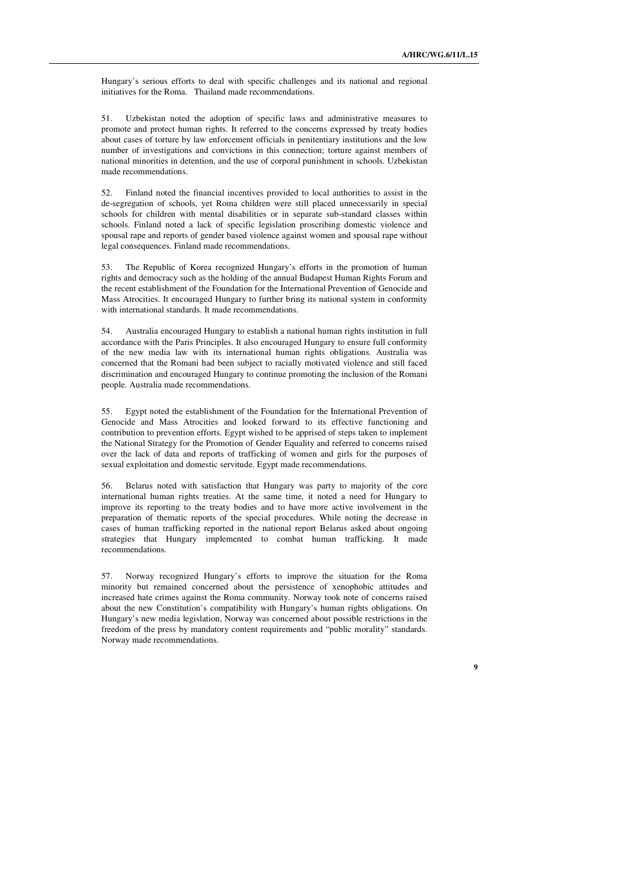Hungary's serious efforts to deal with specific challenges and its national and regional initiatives for the Roma. Thailand made recommendations.

51. Uzbekistan noted the adoption of specific laws and administrative measures to promote and protect human rights. It referred to the concerns expressed by treaty bodies about cases of torture by law enforcement officials in penitentiary institutions and the low number of investigations and convictions in this connection; torture against members of national minorities in detention, and the use of corporal punishment in schools. Uzbekistan made recommendations.

52. Finland noted the financial incentives provided to local authorities to assist in the de-segregation of schools, yet Roma children were still placed unnecessarily in special schools for children with mental disabilities or in separate sub-standard classes within schools. Finland noted a lack of specific legislation proscribing domestic violence and spousal rape and reports of gender based violence against women and spousal rape without legal consequences. Finland made recommendations.

53. The Republic of Korea recognized Hungary's efforts in the promotion of human rights and democracy such as the holding of the annual Budapest Human Rights Forum and the recent establishment of the Foundation for the International Prevention of Genocide and Mass Atrocities. It encouraged Hungary to further bring its national system in conformity with international standards. It made recommendations.

54. Australia encouraged Hungary to establish a national human rights institution in full accordance with the Paris Principles. It also encouraged Hungary to ensure full conformity of the new media law with its international human rights obligations. Australia was concerned that the Romani had been subject to racially motivated violence and still faced discrimination and encouraged Hungary to continue promoting the inclusion of the Romani people. Australia made recommendations.

55. Egypt noted the establishment of the Foundation for the International Prevention of Genocide and Mass Atrocities and looked forward to its effective functioning and contribution to prevention efforts. Egypt wished to be apprised of steps taken to implement the National Strategy for the Promotion of Gender Equality and referred to concerns raised over the lack of data and reports of trafficking of women and girls for the purposes of sexual exploitation and domestic servitude. Egypt made recommendations.

56. Belarus noted with satisfaction that Hungary was party to majority of the core international human rights treaties. At the same time, it noted a need for Hungary to improve its reporting to the treaty bodies and to have more active involvement in the preparation of thematic reports of the special procedures. While noting the decrease in cases of human trafficking reported in the national report Belarus asked about ongoing strategies that Hungary implemented to combat human trafficking. It made recommendations.

57. Norway recognized Hungary's efforts to improve the situation for the Roma minority but remained concerned about the persistence of xenophobic attitudes and increased hate crimes against the Roma community. Norway took note of concerns raised about the new Constitution's compatibility with Hungary's human rights obligations. On Hungary's new media legislation, Norway was concerned about possible restrictions in the freedom of the press by mandatory content requirements and "public morality" standards. Norway made recommendations.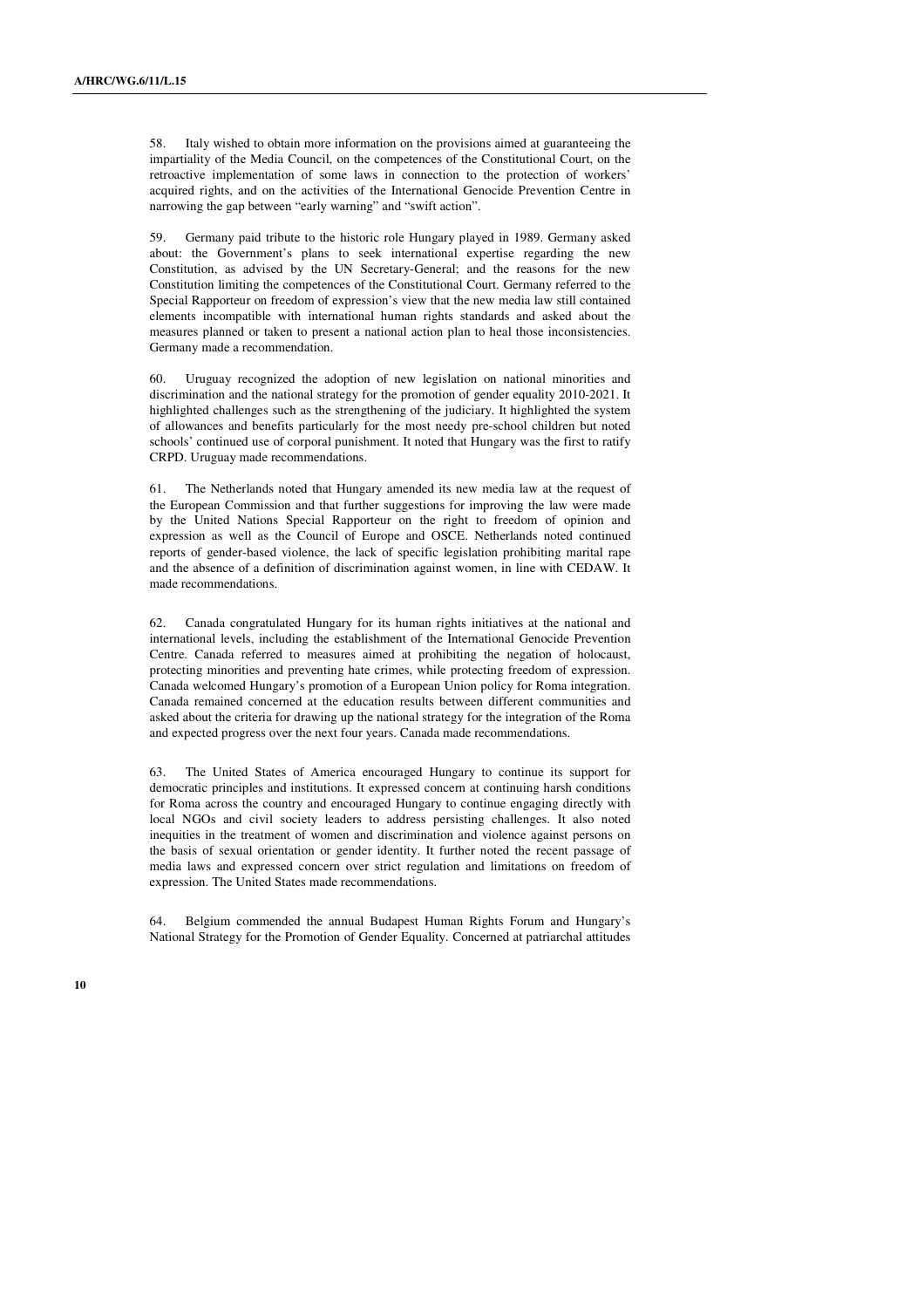58. Italy wished to obtain more information on the provisions aimed at guaranteeing the impartiality of the Media Council, on the competences of the Constitutional Court, on the retroactive implementation of some laws in connection to the protection of workers' acquired rights, and on the activities of the International Genocide Prevention Centre in narrowing the gap between "early warning" and "swift action".

59. Germany paid tribute to the historic role Hungary played in 1989. Germany asked about: the Government's plans to seek international expertise regarding the new Constitution, as advised by the UN Secretary-General; and the reasons for the new Constitution limiting the competences of the Constitutional Court. Germany referred to the Special Rapporteur on freedom of expression's view that the new media law still contained elements incompatible with international human rights standards and asked about the measures planned or taken to present a national action plan to heal those inconsistencies. Germany made a recommendation.

60. Uruguay recognized the adoption of new legislation on national minorities and discrimination and the national strategy for the promotion of gender equality 2010-2021. It highlighted challenges such as the strengthening of the judiciary. It highlighted the system of allowances and benefits particularly for the most needy pre-school children but noted schools' continued use of corporal punishment. It noted that Hungary was the first to ratify CRPD. Uruguay made recommendations.

61. The Netherlands noted that Hungary amended its new media law at the request of the European Commission and that further suggestions for improving the law were made by the United Nations Special Rapporteur on the right to freedom of opinion and expression as well as the Council of Europe and OSCE. Netherlands noted continued reports of gender-based violence, the lack of specific legislation prohibiting marital rape and the absence of a definition of discrimination against women, in line with CEDAW. It made recommendations.

62. Canada congratulated Hungary for its human rights initiatives at the national and international levels, including the establishment of the International Genocide Prevention Centre. Canada referred to measures aimed at prohibiting the negation of holocaust, protecting minorities and preventing hate crimes, while protecting freedom of expression. Canada welcomed Hungary's promotion of a European Union policy for Roma integration. Canada remained concerned at the education results between different communities and asked about the criteria for drawing up the national strategy for the integration of the Roma and expected progress over the next four years. Canada made recommendations.

63. The United States of America encouraged Hungary to continue its support for democratic principles and institutions. It expressed concern at continuing harsh conditions for Roma across the country and encouraged Hungary to continue engaging directly with local NGOs and civil society leaders to address persisting challenges. It also noted inequities in the treatment of women and discrimination and violence against persons on the basis of sexual orientation or gender identity. It further noted the recent passage of media laws and expressed concern over strict regulation and limitations on freedom of expression. The United States made recommendations.

64. Belgium commended the annual Budapest Human Rights Forum and Hungary's National Strategy for the Promotion of Gender Equality. Concerned at patriarchal attitudes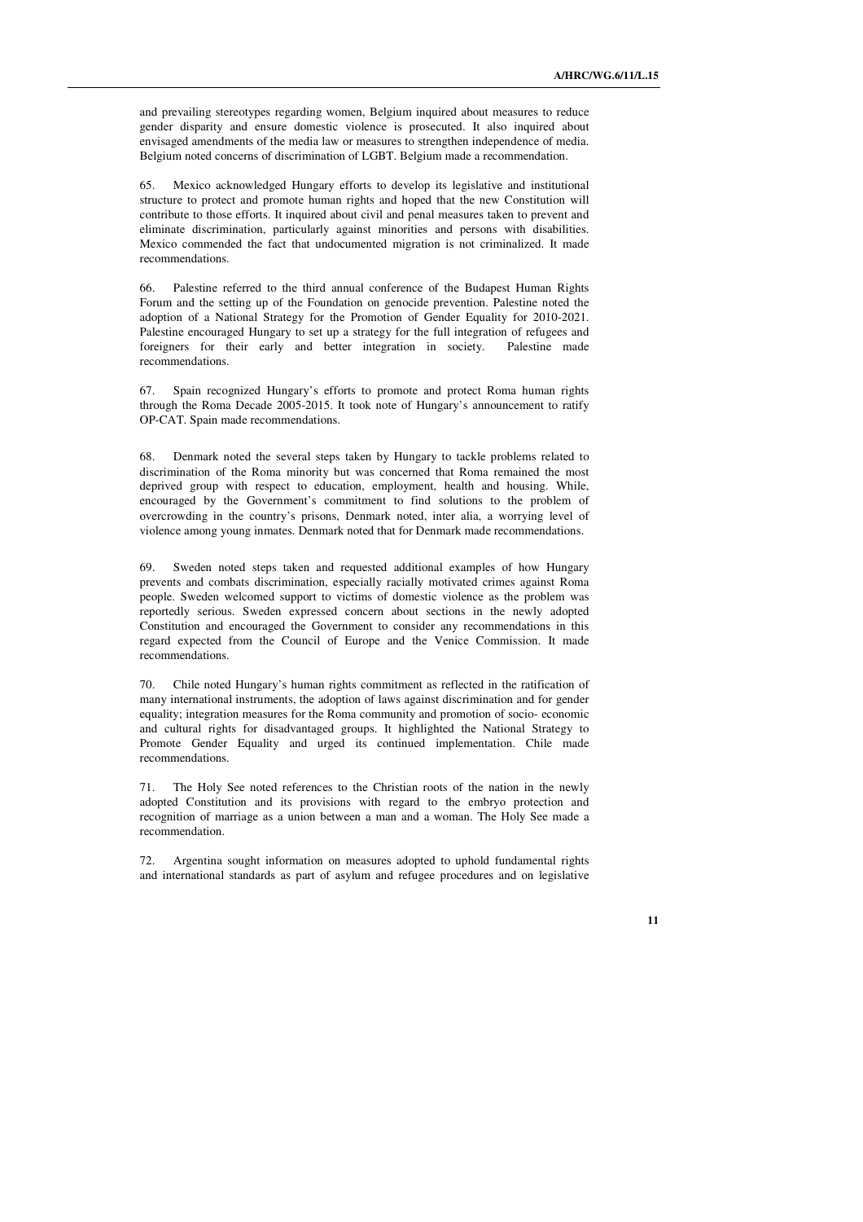and prevailing stereotypes regarding women, Belgium inquired about measures to reduce gender disparity and ensure domestic violence is prosecuted. It also inquired about envisaged amendments of the media law or measures to strengthen independence of media. Belgium noted concerns of discrimination of LGBT. Belgium made a recommendation.

65. Mexico acknowledged Hungary efforts to develop its legislative and institutional structure to protect and promote human rights and hoped that the new Constitution will contribute to those efforts. It inquired about civil and penal measures taken to prevent and eliminate discrimination, particularly against minorities and persons with disabilities. Mexico commended the fact that undocumented migration is not criminalized. It made recommendations.

66. Palestine referred to the third annual conference of the Budapest Human Rights Forum and the setting up of the Foundation on genocide prevention. Palestine noted the adoption of a National Strategy for the Promotion of Gender Equality for 2010-2021. Palestine encouraged Hungary to set up a strategy for the full integration of refugees and foreigners for their early and better integration in society. Palestine made recommendations.

67. Spain recognized Hungary's efforts to promote and protect Roma human rights through the Roma Decade 2005-2015. It took note of Hungary's announcement to ratify OP-CAT. Spain made recommendations.

68. Denmark noted the several steps taken by Hungary to tackle problems related to discrimination of the Roma minority but was concerned that Roma remained the most deprived group with respect to education, employment, health and housing. While, encouraged by the Government's commitment to find solutions to the problem of overcrowding in the country's prisons, Denmark noted, inter alia, a worrying level of violence among young inmates. Denmark noted that for Denmark made recommendations.

69. Sweden noted steps taken and requested additional examples of how Hungary prevents and combats discrimination, especially racially motivated crimes against Roma people. Sweden welcomed support to victims of domestic violence as the problem was reportedly serious. Sweden expressed concern about sections in the newly adopted Constitution and encouraged the Government to consider any recommendations in this regard expected from the Council of Europe and the Venice Commission. It made recommendations.

70. Chile noted Hungary's human rights commitment as reflected in the ratification of many international instruments, the adoption of laws against discrimination and for gender equality; integration measures for the Roma community and promotion of socio- economic and cultural rights for disadvantaged groups. It highlighted the National Strategy to Promote Gender Equality and urged its continued implementation. Chile made recommendations.

71. The Holy See noted references to the Christian roots of the nation in the newly adopted Constitution and its provisions with regard to the embryo protection and recognition of marriage as a union between a man and a woman. The Holy See made a recommendation.

72. Argentina sought information on measures adopted to uphold fundamental rights and international standards as part of asylum and refugee procedures and on legislative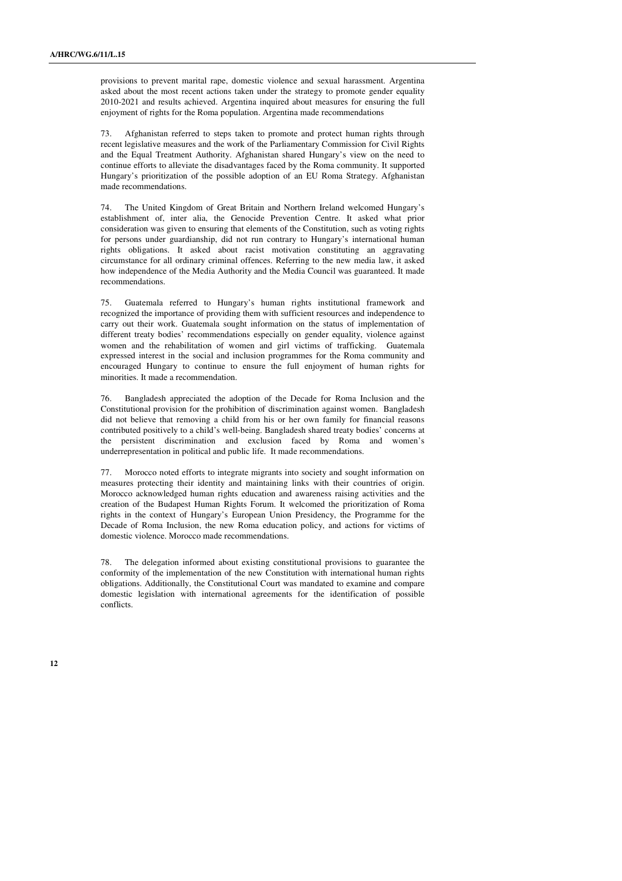provisions to prevent marital rape, domestic violence and sexual harassment. Argentina asked about the most recent actions taken under the strategy to promote gender equality 2010-2021 and results achieved. Argentina inquired about measures for ensuring the full enjoyment of rights for the Roma population. Argentina made recommendations

73. Afghanistan referred to steps taken to promote and protect human rights through recent legislative measures and the work of the Parliamentary Commission for Civil Rights and the Equal Treatment Authority. Afghanistan shared Hungary's view on the need to continue efforts to alleviate the disadvantages faced by the Roma community. It supported Hungary's prioritization of the possible adoption of an EU Roma Strategy. Afghanistan made recommendations.

74. The United Kingdom of Great Britain and Northern Ireland welcomed Hungary's establishment of, inter alia, the Genocide Prevention Centre. It asked what prior consideration was given to ensuring that elements of the Constitution, such as voting rights for persons under guardianship, did not run contrary to Hungary's international human rights obligations. It asked about racist motivation constituting an aggravating circumstance for all ordinary criminal offences. Referring to the new media law, it asked how independence of the Media Authority and the Media Council was guaranteed. It made recommendations.

75. Guatemala referred to Hungary's human rights institutional framework and recognized the importance of providing them with sufficient resources and independence to carry out their work. Guatemala sought information on the status of implementation of different treaty bodies' recommendations especially on gender equality, violence against women and the rehabilitation of women and girl victims of trafficking. Guatemala expressed interest in the social and inclusion programmes for the Roma community and encouraged Hungary to continue to ensure the full enjoyment of human rights for minorities. It made a recommendation.

76. Bangladesh appreciated the adoption of the Decade for Roma Inclusion and the Constitutional provision for the prohibition of discrimination against women. Bangladesh did not believe that removing a child from his or her own family for financial reasons contributed positively to a child's well-being. Bangladesh shared treaty bodies' concerns at the persistent discrimination and exclusion faced by Roma and women's underrepresentation in political and public life. It made recommendations.

77. Morocco noted efforts to integrate migrants into society and sought information on measures protecting their identity and maintaining links with their countries of origin. Morocco acknowledged human rights education and awareness raising activities and the creation of the Budapest Human Rights Forum. It welcomed the prioritization of Roma rights in the context of Hungary's European Union Presidency, the Programme for the Decade of Roma Inclusion, the new Roma education policy, and actions for victims of domestic violence. Morocco made recommendations.

78. The delegation informed about existing constitutional provisions to guarantee the conformity of the implementation of the new Constitution with international human rights obligations. Additionally, the Constitutional Court was mandated to examine and compare domestic legislation with international agreements for the identification of possible conflicts.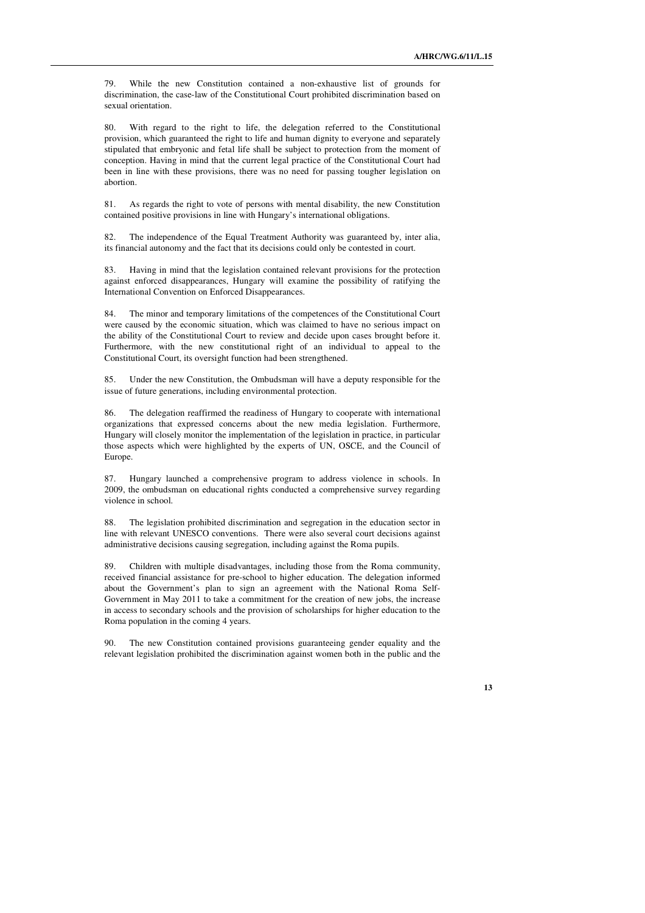79. While the new Constitution contained a non-exhaustive list of grounds for discrimination, the case-law of the Constitutional Court prohibited discrimination based on sexual orientation.

80. With regard to the right to life, the delegation referred to the Constitutional provision, which guaranteed the right to life and human dignity to everyone and separately stipulated that embryonic and fetal life shall be subject to protection from the moment of conception. Having in mind that the current legal practice of the Constitutional Court had been in line with these provisions, there was no need for passing tougher legislation on abortion.

81. As regards the right to vote of persons with mental disability, the new Constitution contained positive provisions in line with Hungary's international obligations.

82. The independence of the Equal Treatment Authority was guaranteed by, inter alia, its financial autonomy and the fact that its decisions could only be contested in court.

83. Having in mind that the legislation contained relevant provisions for the protection against enforced disappearances, Hungary will examine the possibility of ratifying the International Convention on Enforced Disappearances.

84. The minor and temporary limitations of the competences of the Constitutional Court were caused by the economic situation, which was claimed to have no serious impact on the ability of the Constitutional Court to review and decide upon cases brought before it. Furthermore, with the new constitutional right of an individual to appeal to the Constitutional Court, its oversight function had been strengthened.

85. Under the new Constitution, the Ombudsman will have a deputy responsible for the issue of future generations, including environmental protection.

86. The delegation reaffirmed the readiness of Hungary to cooperate with international organizations that expressed concerns about the new media legislation. Furthermore, Hungary will closely monitor the implementation of the legislation in practice, in particular those aspects which were highlighted by the experts of UN, OSCE, and the Council of Europe.

87. Hungary launched a comprehensive program to address violence in schools. In 2009, the ombudsman on educational rights conducted a comprehensive survey regarding violence in school.

88. The legislation prohibited discrimination and segregation in the education sector in line with relevant UNESCO conventions. There were also several court decisions against administrative decisions causing segregation, including against the Roma pupils.

89. Children with multiple disadvantages, including those from the Roma community, received financial assistance for pre-school to higher education. The delegation informed about the Government's plan to sign an agreement with the National Roma Self-Government in May 2011 to take a commitment for the creation of new jobs, the increase in access to secondary schools and the provision of scholarships for higher education to the Roma population in the coming 4 years.

90. The new Constitution contained provisions guaranteeing gender equality and the relevant legislation prohibited the discrimination against women both in the public and the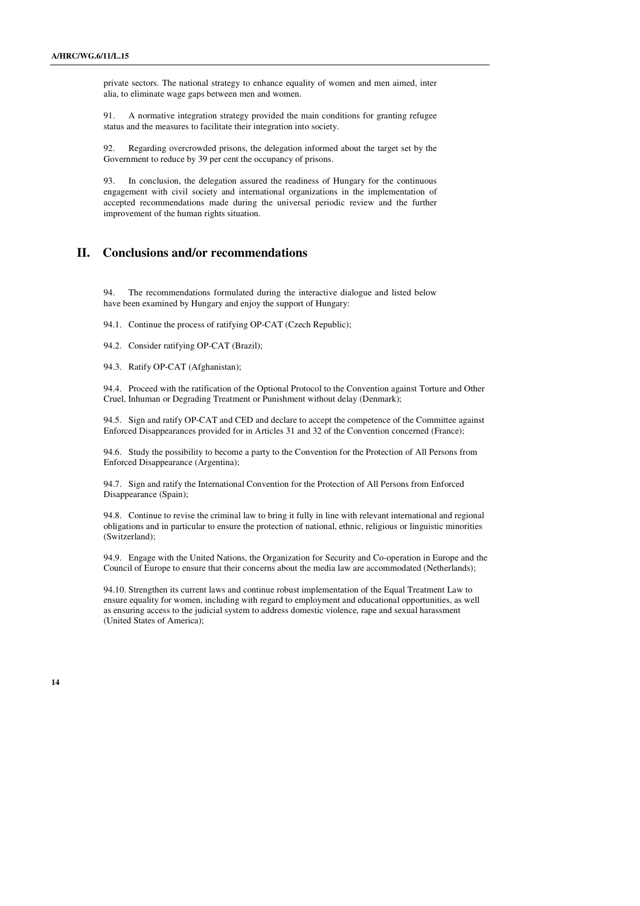private sectors. The national strategy to enhance equality of women and men aimed, inter alia, to eliminate wage gaps between men and women.

91. A normative integration strategy provided the main conditions for granting refugee status and the measures to facilitate their integration into society.

92. Regarding overcrowded prisons, the delegation informed about the target set by the Government to reduce by 39 per cent the occupancy of prisons.

93. In conclusion, the delegation assured the readiness of Hungary for the continuous engagement with civil society and international organizations in the implementation of accepted recommendations made during the universal periodic review and the further improvement of the human rights situation.

## II. Conclusions and/or recommendations

94. The recommendations formulated during the interactive dialogue and listed below have been examined by Hungary and enjoy the support of Hungary:

94.1. Continue the process of ratifying OP-CAT (Czech Republic);

94.2. Consider ratifying OP-CAT (Brazil);

94.3. Ratify OP-CAT (Afghanistan);

94.4. Proceed with the ratification of the Optional Protocol to the Convention against Torture and Other Cruel, Inhuman or Degrading Treatment or Punishment without delay (Denmark);

94.5. Sign and ratify OP-CAT and CED and declare to accept the competence of the Committee against Enforced Disappearances provided for in Articles 31 and 32 of the Convention concerned (France);

94.6. Study the possibility to become a party to the Convention for the Protection of All Persons from Enforced Disappearance (Argentina);

94.7. Sign and ratify the International Convention for the Protection of All Persons from Enforced Disappearance (Spain);

94.8. Continue to revise the criminal law to bring it fully in line with relevant international and regional obligations and in particular to ensure the protection of national, ethnic, religious or linguistic minorities (Switzerland);

94.9. Engage with the United Nations, the Organization for Security and Co-operation in Europe and the Council of Europe to ensure that their concerns about the media law are accommodated (Netherlands);

94.10. Strengthen its current laws and continue robust implementation of the Equal Treatment Law to ensure equality for women, including with regard to employment and educational opportunities, as well as ensuring access to the judicial system to address domestic violence, rape and sexual harassment (United States of America);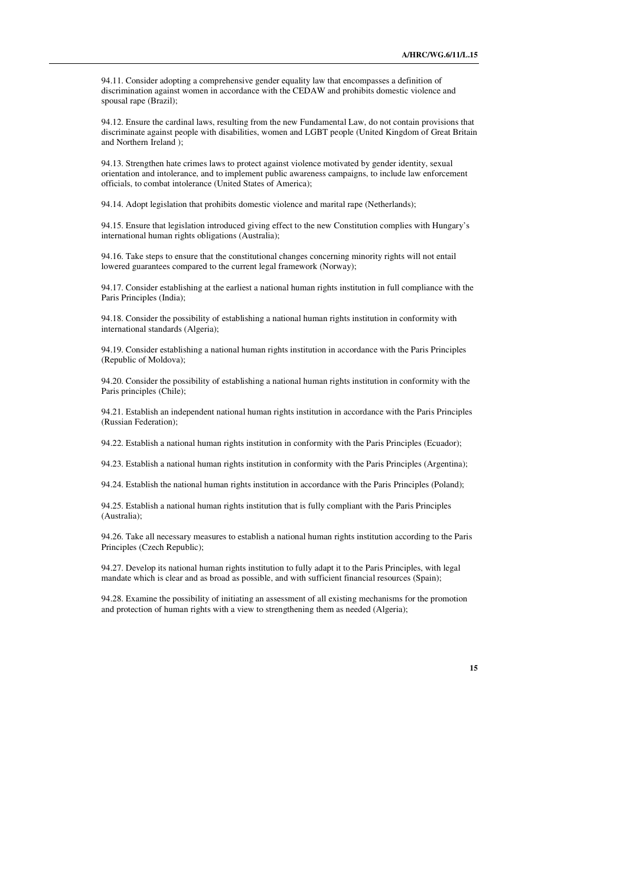94.11. Consider adopting a comprehensive gender equality law that encompasses a definition of discrimination against women in accordance with the CEDAW and prohibits domestic violence and spousal rape (Brazil);

94.12. Ensure the cardinal laws, resulting from the new Fundamental Law, do not contain provisions that discriminate against people with disabilities, women and LGBT people (United Kingdom of Great Britain and Northern Ireland );

94.13. Strengthen hate crimes laws to protect against violence motivated by gender identity, sexual orientation and intolerance, and to implement public awareness campaigns, to include law enforcement officials, to combat intolerance (United States of America);

94.14. Adopt legislation that prohibits domestic violence and marital rape (Netherlands);

94.15. Ensure that legislation introduced giving effect to the new Constitution complies with Hungary's international human rights obligations (Australia);

94.16. Take steps to ensure that the constitutional changes concerning minority rights will not entail lowered guarantees compared to the current legal framework (Norway);

94.17. Consider establishing at the earliest a national human rights institution in full compliance with the Paris Principles (India);

94.18. Consider the possibility of establishing a national human rights institution in conformity with international standards (Algeria);

94.19. Consider establishing a national human rights institution in accordance with the Paris Principles (Republic of Moldova);

94.20. Consider the possibility of establishing a national human rights institution in conformity with the Paris principles (Chile);

94.21. Establish an independent national human rights institution in accordance with the Paris Principles (Russian Federation);

94.22. Establish a national human rights institution in conformity with the Paris Principles (Ecuador);

94.23. Establish a national human rights institution in conformity with the Paris Principles (Argentina);

94.24. Establish the national human rights institution in accordance with the Paris Principles (Poland);

94.25. Establish a national human rights institution that is fully compliant with the Paris Principles (Australia);

94.26. Take all necessary measures to establish a national human rights institution according to the Paris Principles (Czech Republic);

94.27. Develop its national human rights institution to fully adapt it to the Paris Principles, with legal mandate which is clear and as broad as possible, and with sufficient financial resources (Spain);

94.28. Examine the possibility of initiating an assessment of all existing mechanisms for the promotion and protection of human rights with a view to strengthening them as needed (Algeria);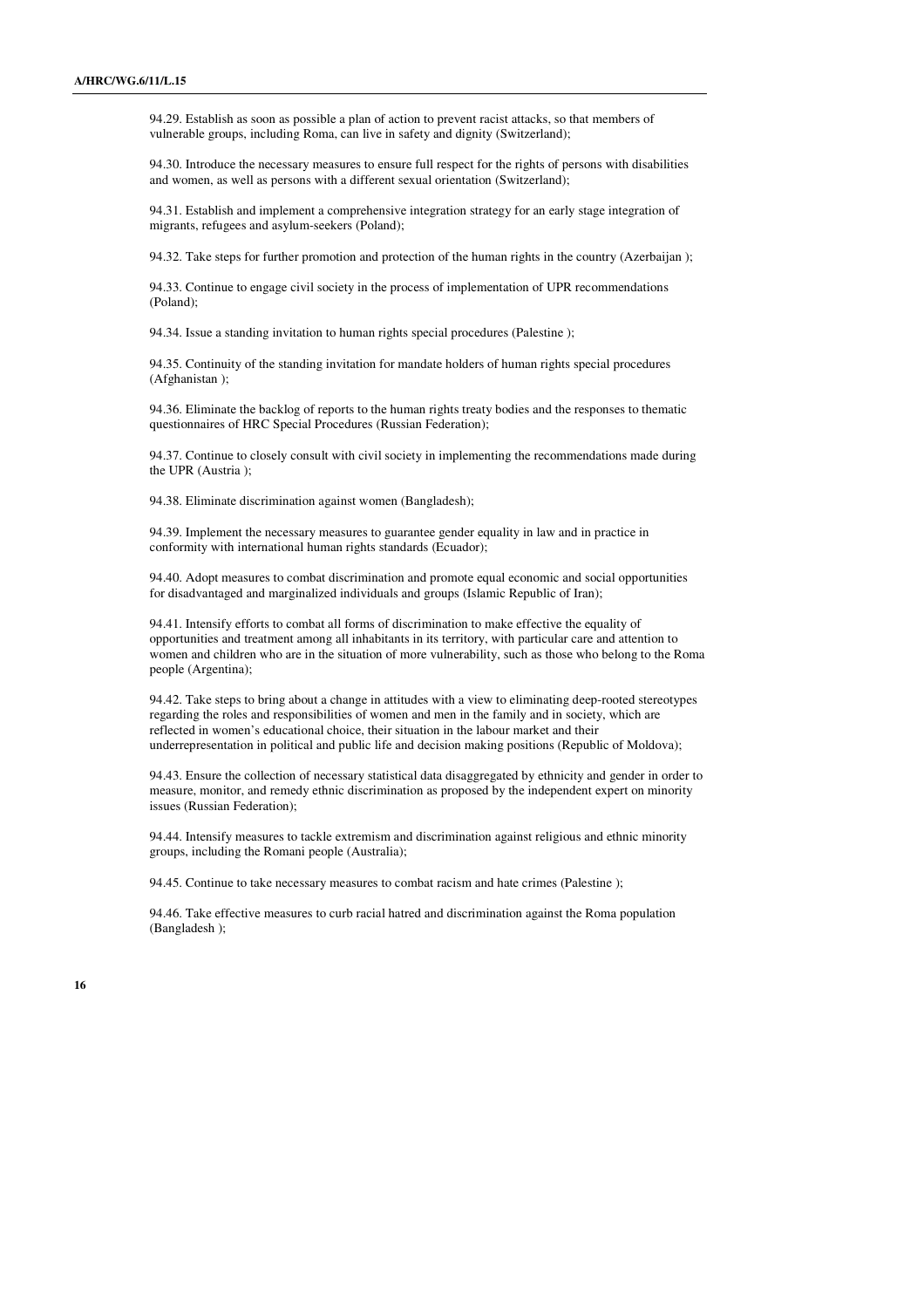94.29. Establish as soon as possible a plan of action to prevent racist attacks, so that members of vulnerable groups, including Roma, can live in safety and dignity (Switzerland);

94.30. Introduce the necessary measures to ensure full respect for the rights of persons with disabilities and women, as well as persons with a different sexual orientation (Switzerland);

94.31. Establish and implement a comprehensive integration strategy for an early stage integration of migrants, refugees and asylum-seekers (Poland);

94.32. Take steps for further promotion and protection of the human rights in the country (Azerbaijan );

94.33. Continue to engage civil society in the process of implementation of UPR recommendations (Poland);

94.34. Issue a standing invitation to human rights special procedures (Palestine );

94.35. Continuity of the standing invitation for mandate holders of human rights special procedures (Afghanistan );

94.36. Eliminate the backlog of reports to the human rights treaty bodies and the responses to thematic questionnaires of HRC Special Procedures (Russian Federation);

94.37. Continue to closely consult with civil society in implementing the recommendations made during the UPR (Austria );

94.38. Eliminate discrimination against women (Bangladesh);

94.39. Implement the necessary measures to guarantee gender equality in law and in practice in conformity with international human rights standards (Ecuador);

94.40. Adopt measures to combat discrimination and promote equal economic and social opportunities for disadvantaged and marginalized individuals and groups (Islamic Republic of Iran);

94.41. Intensify efforts to combat all forms of discrimination to make effective the equality of opportunities and treatment among all inhabitants in its territory, with particular care and attention to women and children who are in the situation of more vulnerability, such as those who belong to the Roma people (Argentina);

94.42. Take steps to bring about a change in attitudes with a view to eliminating deep-rooted stereotypes regarding the roles and responsibilities of women and men in the family and in society, which are reflected in women's educational choice, their situation in the labour market and their underrepresentation in political and public life and decision making positions (Republic of Moldova);

94.43. Ensure the collection of necessary statistical data disaggregated by ethnicity and gender in order to measure, monitor, and remedy ethnic discrimination as proposed by the independent expert on minority issues (Russian Federation);

94.44. Intensify measures to tackle extremism and discrimination against religious and ethnic minority groups, including the Romani people (Australia);

94.45. Continue to take necessary measures to combat racism and hate crimes (Palestine );

94.46. Take effective measures to curb racial hatred and discrimination against the Roma population (Bangladesh );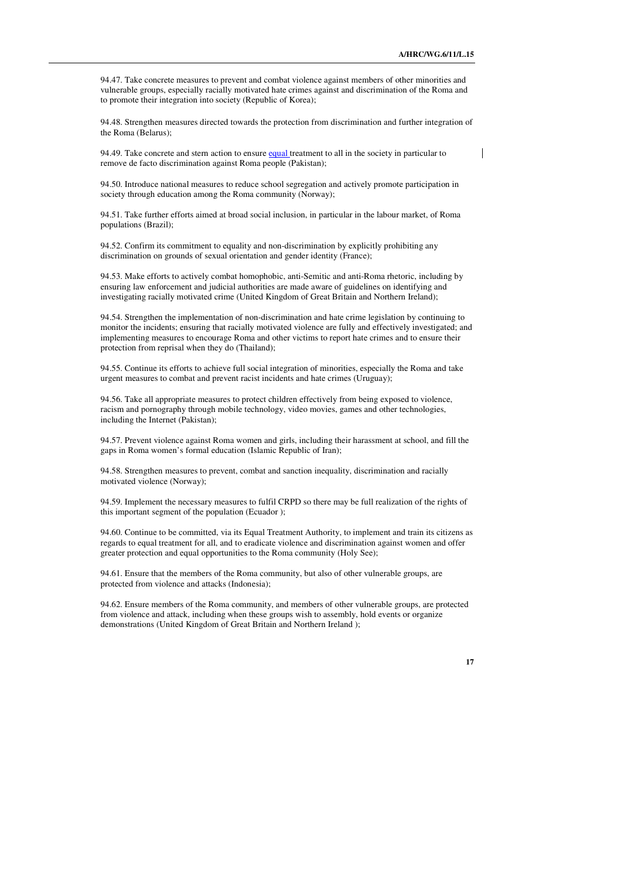94.47. Take concrete measures to prevent and combat violence against members of other minorities and vulnerable groups, especially racially motivated hate crimes against and discrimination of the Roma and to promote their integration into society (Republic of Korea);

94.48. Strengthen measures directed towards the protection from discrimination and further integration of the Roma (Belarus);

94.49. Take concrete and stern action to ensure equal treatment to all in the society in particular to remove de facto discrimination against Roma people (Pakistan);

94.50. Introduce national measures to reduce school segregation and actively promote participation in society through education among the Roma community (Norway);

94.51. Take further efforts aimed at broad social inclusion, in particular in the labour market, of Roma populations (Brazil);

94.52. Confirm its commitment to equality and non-discrimination by explicitly prohibiting any discrimination on grounds of sexual orientation and gender identity (France);

94.53. Make efforts to actively combat homophobic, anti-Semitic and anti-Roma rhetoric, including by ensuring law enforcement and judicial authorities are made aware of guidelines on identifying and investigating racially motivated crime (United Kingdom of Great Britain and Northern Ireland);

94.54. Strengthen the implementation of non-discrimination and hate crime legislation by continuing to monitor the incidents; ensuring that racially motivated violence are fully and effectively investigated; and implementing measures to encourage Roma and other victims to report hate crimes and to ensure their protection from reprisal when they do (Thailand);

94.55. Continue its efforts to achieve full social integration of minorities, especially the Roma and take urgent measures to combat and prevent racist incidents and hate crimes (Uruguay);

94.56. Take all appropriate measures to protect children effectively from being exposed to violence, racism and pornography through mobile technology, video movies, games and other technologies, including the Internet (Pakistan);

94.57. Prevent violence against Roma women and girls, including their harassment at school, and fill the gaps in Roma women's formal education (Islamic Republic of Iran);

94.58. Strengthen measures to prevent, combat and sanction inequality, discrimination and racially motivated violence (Norway);

94.59. Implement the necessary measures to fulfil CRPD so there may be full realization of the rights of this important segment of the population (Ecuador );

94.60. Continue to be committed, via its Equal Treatment Authority, to implement and train its citizens as regards to equal treatment for all, and to eradicate violence and discrimination against women and offer greater protection and equal opportunities to the Roma community (Holy See);

94.61. Ensure that the members of the Roma community, but also of other vulnerable groups, are protected from violence and attacks (Indonesia);

94.62. Ensure members of the Roma community, and members of other vulnerable groups, are protected from violence and attack, including when these groups wish to assembly, hold events or organize demonstrations (United Kingdom of Great Britain and Northern Ireland );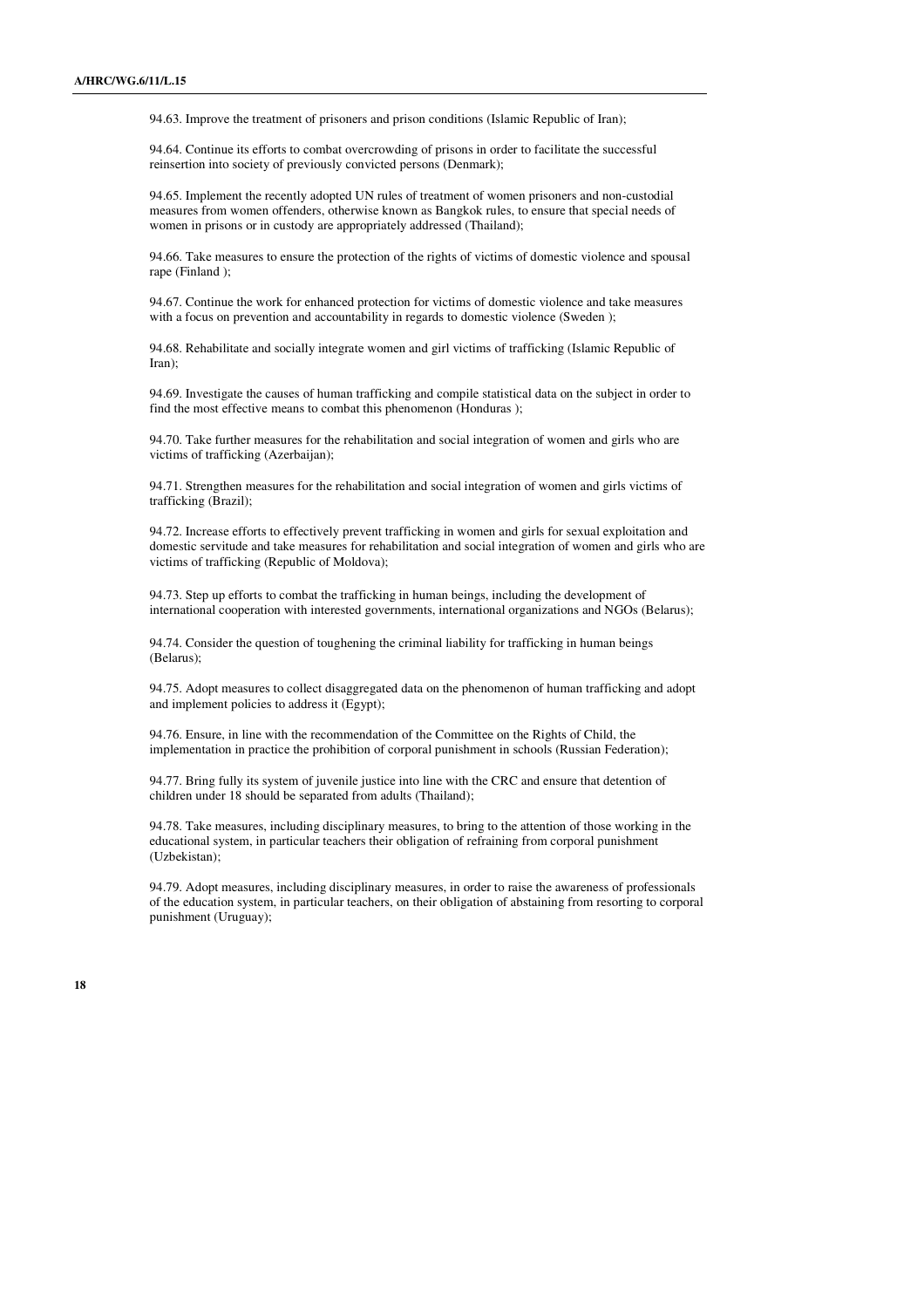94.63. Improve the treatment of prisoners and prison conditions (Islamic Republic of Iran);

94.64. Continue its efforts to combat overcrowding of prisons in order to facilitate the successful reinsertion into society of previously convicted persons (Denmark);

94.65. Implement the recently adopted UN rules of treatment of women prisoners and non-custodial measures from women offenders, otherwise known as Bangkok rules, to ensure that special needs of women in prisons or in custody are appropriately addressed (Thailand);

94.66. Take measures to ensure the protection of the rights of victims of domestic violence and spousal rape (Finland );

94.67. Continue the work for enhanced protection for victims of domestic violence and take measures with a focus on prevention and accountability in regards to domestic violence (Sweden );

94.68. Rehabilitate and socially integrate women and girl victims of trafficking (Islamic Republic of Iran);

94.69. Investigate the causes of human trafficking and compile statistical data on the subject in order to find the most effective means to combat this phenomenon (Honduras );

94.70. Take further measures for the rehabilitation and social integration of women and girls who are victims of trafficking (Azerbaijan);

94.71. Strengthen measures for the rehabilitation and social integration of women and girls victims of trafficking (Brazil);

94.72. Increase efforts to effectively prevent trafficking in women and girls for sexual exploitation and domestic servitude and take measures for rehabilitation and social integration of women and girls who are victims of trafficking (Republic of Moldova);

94.73. Step up efforts to combat the trafficking in human beings, including the development of international cooperation with interested governments, international organizations and NGOs (Belarus);

94.74. Consider the question of toughening the criminal liability for trafficking in human beings (Belarus);

94.75. Adopt measures to collect disaggregated data on the phenomenon of human trafficking and adopt and implement policies to address it (Egypt);

94.76. Ensure, in line with the recommendation of the Committee on the Rights of Child, the implementation in practice the prohibition of corporal punishment in schools (Russian Federation);

94.77. Bring fully its system of juvenile justice into line with the CRC and ensure that detention of children under 18 should be separated from adults (Thailand);

94.78. Take measures, including disciplinary measures, to bring to the attention of those working in the educational system, in particular teachers their obligation of refraining from corporal punishment (Uzbekistan);

94.79. Adopt measures, including disciplinary measures, in order to raise the awareness of professionals of the education system, in particular teachers, on their obligation of abstaining from resorting to corporal punishment (Uruguay);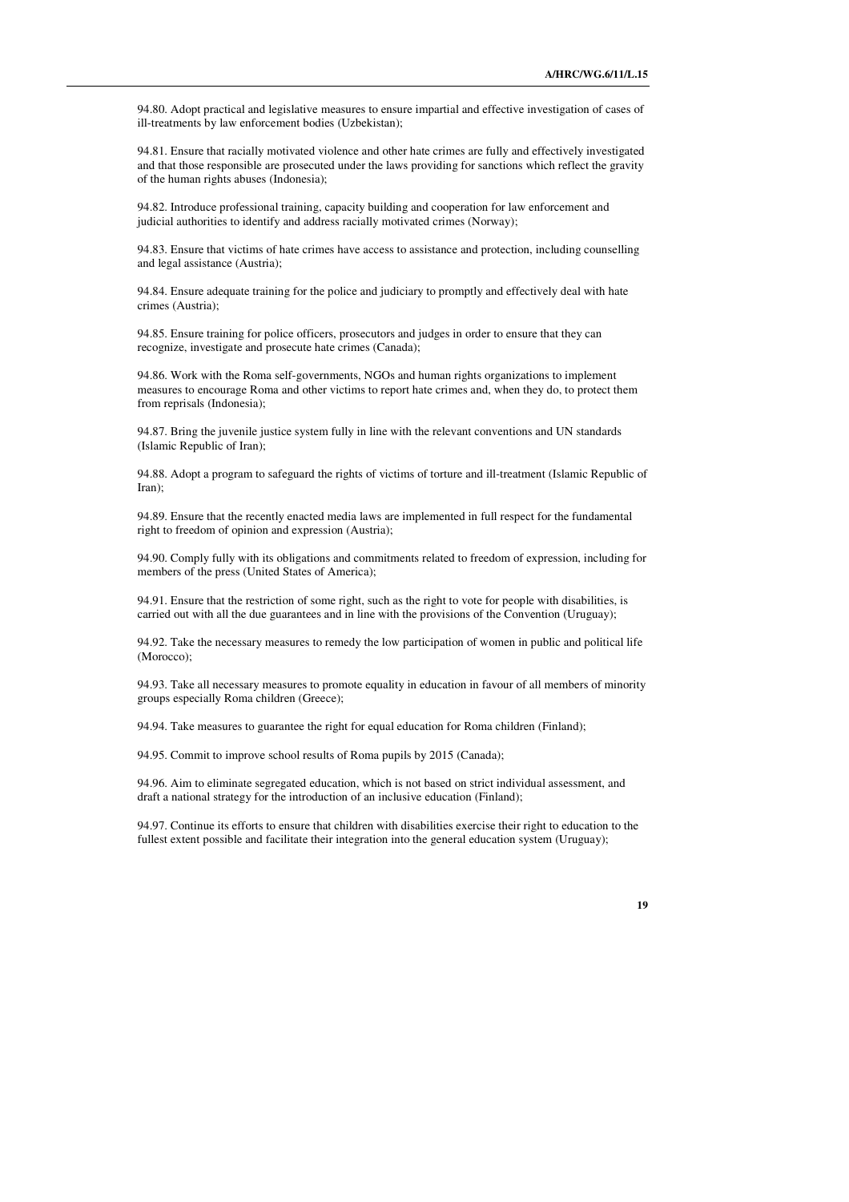94.80. Adopt practical and legislative measures to ensure impartial and effective investigation of cases of ill-treatments by law enforcement bodies (Uzbekistan);

94.81. Ensure that racially motivated violence and other hate crimes are fully and effectively investigated and that those responsible are prosecuted under the laws providing for sanctions which reflect the gravity of the human rights abuses (Indonesia);

94.82. Introduce professional training, capacity building and cooperation for law enforcement and judicial authorities to identify and address racially motivated crimes (Norway);

94.83. Ensure that victims of hate crimes have access to assistance and protection, including counselling and legal assistance (Austria);

94.84. Ensure adequate training for the police and judiciary to promptly and effectively deal with hate crimes (Austria);

94.85. Ensure training for police officers, prosecutors and judges in order to ensure that they can recognize, investigate and prosecute hate crimes (Canada);

94.86. Work with the Roma self-governments, NGOs and human rights organizations to implement measures to encourage Roma and other victims to report hate crimes and, when they do, to protect them from reprisals (Indonesia);

94.87. Bring the juvenile justice system fully in line with the relevant conventions and UN standards (Islamic Republic of Iran);

94.88. Adopt a program to safeguard the rights of victims of torture and ill-treatment (Islamic Republic of Iran);

94.89. Ensure that the recently enacted media laws are implemented in full respect for the fundamental right to freedom of opinion and expression (Austria);

94.90. Comply fully with its obligations and commitments related to freedom of expression, including for members of the press (United States of America);

94.91. Ensure that the restriction of some right, such as the right to vote for people with disabilities, is carried out with all the due guarantees and in line with the provisions of the Convention (Uruguay);

94.92. Take the necessary measures to remedy the low participation of women in public and political life (Morocco);

94.93. Take all necessary measures to promote equality in education in favour of all members of minority groups especially Roma children (Greece);

94.94. Take measures to guarantee the right for equal education for Roma children (Finland);

94.95. Commit to improve school results of Roma pupils by 2015 (Canada);

94.96. Aim to eliminate segregated education, which is not based on strict individual assessment, and draft a national strategy for the introduction of an inclusive education (Finland);

94.97. Continue its efforts to ensure that children with disabilities exercise their right to education to the fullest extent possible and facilitate their integration into the general education system (Uruguay);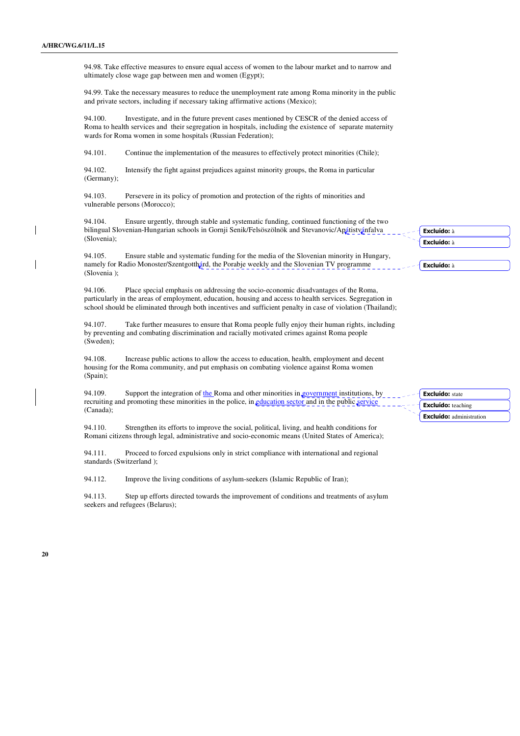94.98. Take effective measures to ensure equal access of women to the labour market and to narrow and ultimately close wage gap between men and women (Egypt);

94.99. Take the necessary measures to reduce the unemployment rate among Roma minority in the public and private sectors, including if necessary taking affirmative actions (Mexico);

94.100. Investigate, and in the future prevent cases mentioned by CESCR of the denied access of Roma to health services and their segregation in hospitals, including the existence of separate maternity wards for Roma women in some hospitals (Russian Federation);

94.101. Continue the implementation of the measures to effectively protect minorities (Chile);

94.102. Intensify the fight against prejudices against minority groups, the Roma in particular (Germany);

94.103. Persevere in its policy of promotion and protection of the rights of minorities and vulnerable persons (Morocco);

94.104. Ensure urgently, through stable and systematic funding, continued functioning of the two bilingual Slovenian-Hungarian schools in Gornji Senik/Felsöszölnök and Stevanovic/Apátistvánfalva (Slovenia);

94.105. Ensure stable and systematic funding for the media of the Slovenian minority in Hungary, namely for Radio Monoster/Szentgotthárd, the Porabje weekly and the Slovenian TV programme (Slovenia );

94.106. Place special emphasis on addressing the socio-economic disadvantages of the Roma, particularly in the areas of employment, education, housing and access to health services. Segregation in school should be eliminated through both incentives and sufficient penalty in case of violation (Thailand);

94.107. Take further measures to ensure that Roma people fully enjoy their human rights, including by preventing and combating discrimination and racially motivated crimes against Roma people (Sweden);

94.108. Increase public actions to allow the access to education, health, employment and decent housing for the Roma community, and put emphasis on combating violence against Roma women (Spain);

94.109. Support the integration of the Roma and other minorities in government institutions, by recruiting and promoting these minorities in the police, in education sector and in the public service (Canada);

94.110. Strengthen its efforts to improve the social, political, living, and health conditions for Romani citizens through legal, administrative and socio-economic means (United States of America);

94.111. Proceed to forced expulsions only in strict compliance with international and regional standards (Switzerland );

94.112. Improve the living conditions of asylum-seekers (Islamic Republic of Iran);

94.113. Step up efforts directed towards the improvement of conditions and treatments of asylum seekers and refugees (Belarus);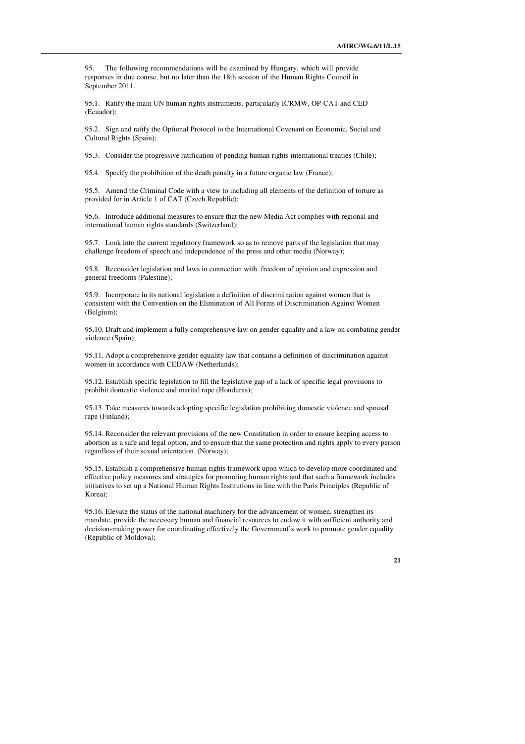95. The following recommendations will be examined by Hungary, which will provide responses in due course, but no later than the 18th session of the Human Rights Council in September 2011.

95.1. Ratify the main UN human rights instruments, particularly ICRMW, OP-CAT and CED (Ecuador);

95.2. Sign and ratify the Optional Protocol to the International Covenant on Economic, Social and Cultural Rights (Spain);

95.3. Consider the progressive ratification of pending human rights international treaties (Chile);

95.4. Specify the prohibition of the death penalty in a future organic law (France);

95.5. Amend the Criminal Code with a view to including all elements of the definition of torture as provided for in Article 1 of CAT (Czech Republic);

95.6. Introduce additional measures to ensure that the new Media Act complies with regional and international human rights standards (Switzerland);

95.7. Look into the current regulatory framework so as to remove parts of the legislation that may challenge freedom of speech and independence of the press and other media (Norway);

95.8. Reconsider legislation and laws in connection with freedom of opinion and expression and general freedoms (Palestine);

95.9. Incorporate in its national legislation a definition of discrimination against women that is consistent with the Convention on the Elimination of All Forms of Discrimination Against Women (Belgium);

95.10. Draft and implement a fully comprehensive law on gender equality and a law on combating gender violence (Spain);

95.11. Adopt a comprehensive gender equality law that contains a definition of discrimination against women in accordance with CEDAW (Netherlands);

95.12. Establish specific legislation to fill the legislative gap of a lack of specific legal provisions to prohibit domestic violence and marital rape (Honduras);

95.13. Take measures towards adopting specific legislation prohibiting domestic violence and spousal rape (Finland);

95.14. Reconsider the relevant provisions of the new Constitution in order to ensure keeping access to abortion as a safe and legal option, and to ensure that the same protection and rights apply to every person regardless of their sexual orientation (Norway);

95.15. Establish a comprehensive human rights framework upon which to develop more coordinated and effective policy measures and strategies for promoting human rights and that such a framework includes initiatives to set up a National Human Rights Institutions in line with the Paris Principles (Republic of Korea);

95.16. Elevate the status of the national machinery for the advancement of women, strengthen its mandate, provide the necessary human and financial resources to endow it with sufficient authority and decision-making power for coordinating effectively the Government's work to promote gender equality (Republic of Moldova);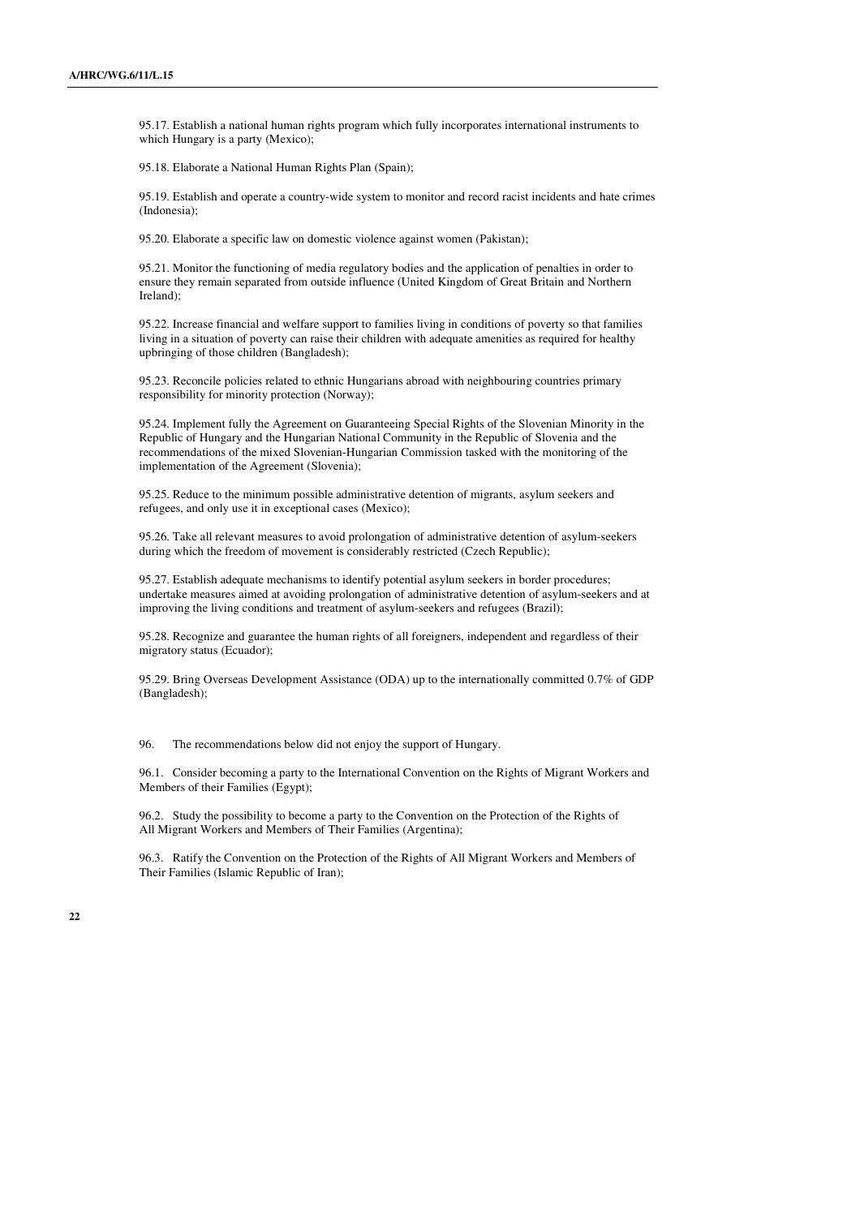95.17. Establish a national human rights program which fully incorporates international instruments to which Hungary is a party (Mexico);

95.18. Elaborate a National Human Rights Plan (Spain);

95.19. Establish and operate a country-wide system to monitor and record racist incidents and hate crimes (Indonesia);

95.20. Elaborate a specific law on domestic violence against women (Pakistan);

95.21. Monitor the functioning of media regulatory bodies and the application of penalties in order to ensure they remain separated from outside influence (United Kingdom of Great Britain and Northern Ireland);

95.22. Increase financial and welfare support to families living in conditions of poverty so that families living in a situation of poverty can raise their children with adequate amenities as required for healthy upbringing of those children (Bangladesh);

95.23. Reconcile policies related to ethnic Hungarians abroad with neighbouring countries primary responsibility for minority protection (Norway);

95.24. Implement fully the Agreement on Guaranteeing Special Rights of the Slovenian Minority in the Republic of Hungary and the Hungarian National Community in the Republic of Slovenia and the recommendations of the mixed Slovenian-Hungarian Commission tasked with the monitoring of the implementation of the Agreement (Slovenia);

95.25. Reduce to the minimum possible administrative detention of migrants, asylum seekers and refugees, and only use it in exceptional cases (Mexico);

95.26. Take all relevant measures to avoid prolongation of administrative detention of asylum-seekers during which the freedom of movement is considerably restricted (Czech Republic);

95.27. Establish adequate mechanisms to identify potential asylum seekers in border procedures; undertake measures aimed at avoiding prolongation of administrative detention of asylum-seekers and at improving the living conditions and treatment of asylum-seekers and refugees (Brazil);

95.28. Recognize and guarantee the human rights of all foreigners, independent and regardless of their migratory status (Ecuador);

95.29. Bring Overseas Development Assistance (ODA) up to the internationally committed 0.7% of GDP (Bangladesh);

96. The recommendations below did not enjoy the support of Hungary.

96.1. Consider becoming a party to the International Convention on the Rights of Migrant Workers and Members of their Families (Egypt);

96.2. Study the possibility to become a party to the Convention on the Protection of the Rights of All Migrant Workers and Members of Their Families (Argentina);

96.3. Ratify the Convention on the Protection of the Rights of All Migrant Workers and Members of Their Families (Islamic Republic of Iran);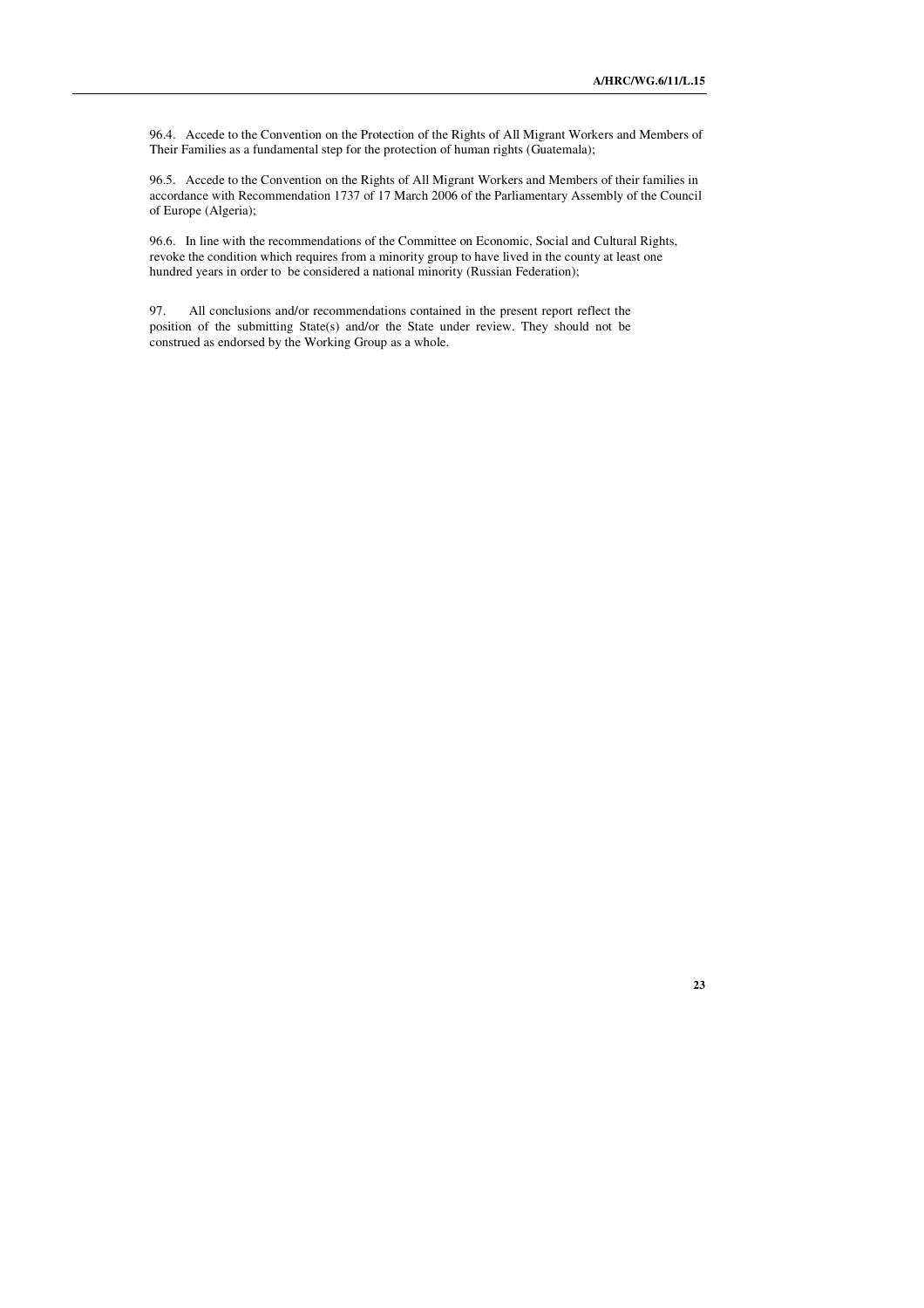96.4. Accede to the Convention on the Protection of the Rights of All Migrant Workers and Members of Their Families as a fundamental step for the protection of human rights (Guatemala);

96.5. Accede to the Convention on the Rights of All Migrant Workers and Members of their families in accordance with Recommendation 1737 of 17 March 2006 of the Parliamentary Assembly of the Council of Europe (Algeria);

96.6. In line with the recommendations of the Committee on Economic, Social and Cultural Rights, revoke the condition which requires from a minority group to have lived in the county at least one hundred years in order to be considered a national minority (Russian Federation);

97. All conclusions and/or recommendations contained in the present report reflect the position of the submitting State(s) and/or the State under review. They should not be construed as endorsed by the Working Group as a whole.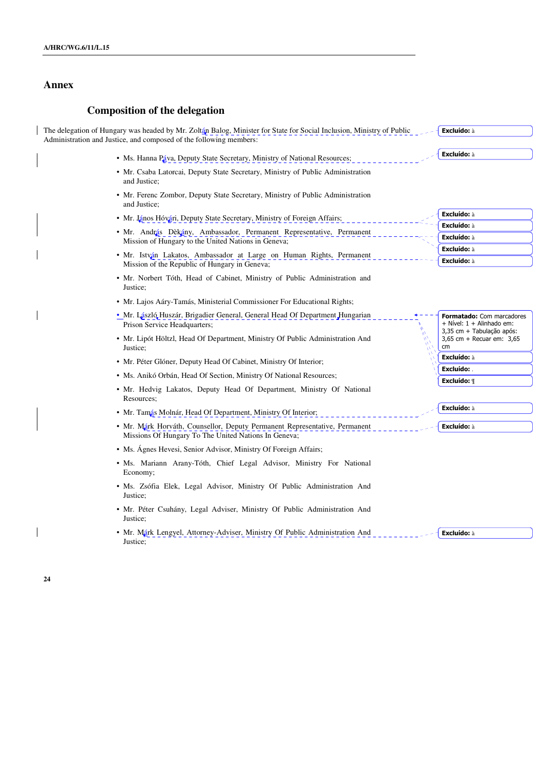# Annex

## Composition of the delegation

The delegation of Hungary was headed by Mr. Zoltán Balog, Minister for State for Social Inclusion, Ministry of Public Administration and Justice, and composed of the following members:

- Ms. Hanna Páva, Deputy State Secretary, Ministry of National Resources;
- Mr. Csaba Latorcai, Deputy State Secretary, Ministry of Public Administration and Justice;
- Mr. Ferenc Zombor, Deputy State Secretary, Ministry of Public Administration and Justice;
- Mr. János Hóvári, Deputy State Secretary, Ministry of Foreign Affairs;
- Mr. András Dèkány, Ambassador, Permanent Representative, Permanent Mission of Hungary to the United Nations in Geneva;
- Mr. István Lakatos, Ambassador at Large on Human Rights, Permanent Mission of the Republic of Hungary in Geneva;
- Mr. Norbert Tóth, Head of Cabinet, Ministry of Public Administration and Justice;
- Mr. Lajos Aáry-Tamás, Ministerial Commissioner For Educational Rights;
- Mr. László Huszár, Brigadier General, General Head Of Department Hungarian Prison Service Headquarters;
- Mr. Lipót Höltzl, Head Of Department, Ministry Of Public Administration And Justice;
- Mr. Péter Glóner, Deputy Head Of Cabinet, Ministry Of Interior;
- Ms. Anikó Orbán, Head Of Section, Ministry Of National Resources;
- Mr. Hedvig Lakatos, Deputy Head Of Department, Ministry Of National Resources;
- Mr. Tamás Molnár, Head Of Department, Ministry Of Interior;
- Mr. Márk Horváth, Counsellor, Deputy Permanent Representative, Permanent Missions Of Hungary To The United Nations In Geneva;
- Ms. Ágnes Hevesi, Senior Advisor, Ministry Of Foreign Affairs;
- Ms. Mariann Arany-Tóth, Chief Legal Advisor, Ministry For National Economy;
- Ms. Zsófia Elek, Legal Advisor, Ministry Of Public Administration And Justice;
- Mr. Péter Csuhány, Legal Adviser, Ministry Of Public Administration And Justice;
- Mr. Márk Lengyel, Attorney-Adviser, Ministry Of Public Administration And Justice;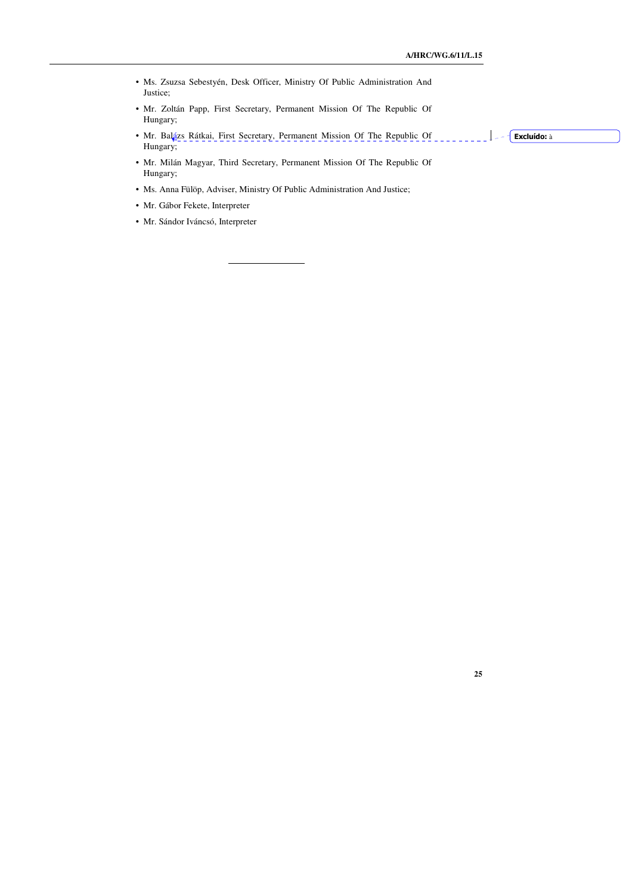- Ms. Zsuzsa Sebestyén, Desk Officer, Ministry Of Public Administration And Justice;
- Mr. Zoltán Papp, First Secretary, Permanent Mission Of The Republic Of Hungary;
- Mr. Balázs Rátkai, First Secretary, Permanent Mission Of The Republic Of Hungary;
- Mr. Milán Magyar, Third Secretary, Permanent Mission Of The Republic Of Hungary;
- Ms. Anna Fülöp, Adviser, Ministry Of Public Administration And Justice;
- Mr. Gábor Fekete, Interpreter
- Mr. Sándor Iváncsó, Interpreter